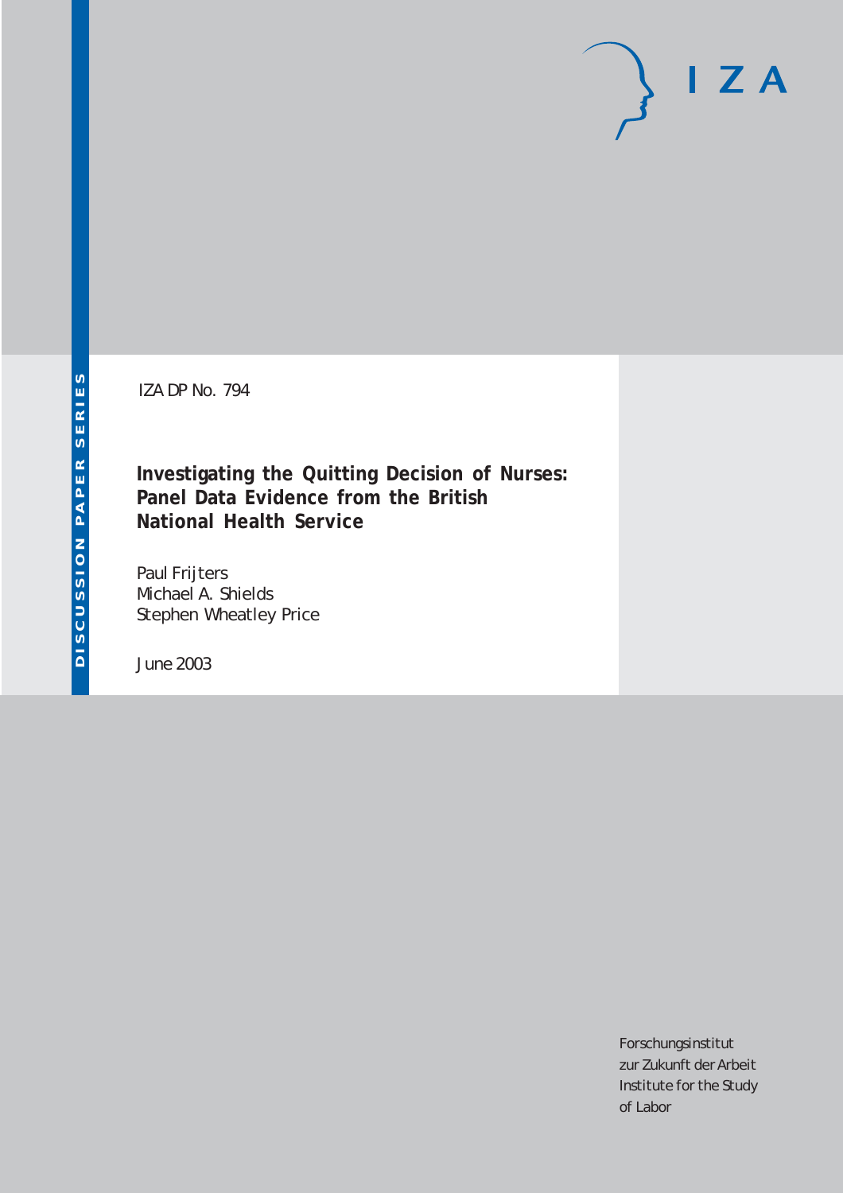DISCUSSION PAPER SERIES

IZA DP No. 794

# Investigating the Quitting Decision of Nurses: Panel Data Evidence from the British National Health Service

Paul Frijters
Michael A. Shields
Stephen Wheatley Price

June 2003

Forschungsinstitut
zur Zukunft der Arbeit
Institute for the Study
of Labor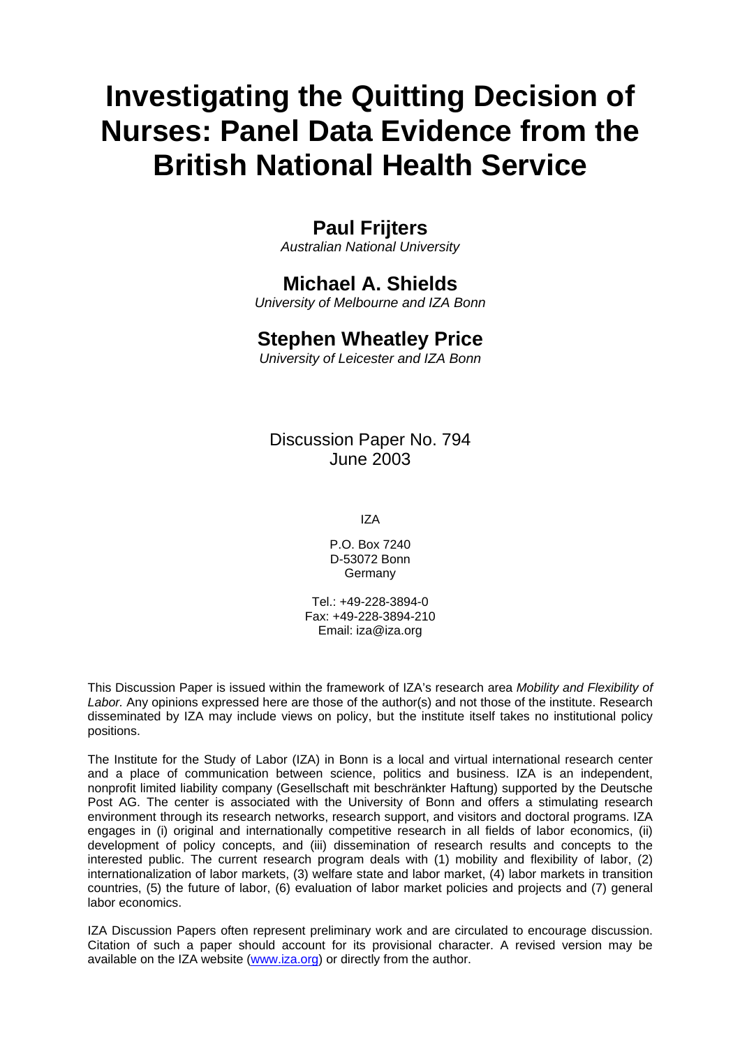# Investigating the Quitting Decision of Nurses: Panel Data Evidence from the British National Health Service

## Paul Frijters

*Australian National University*

## Michael A. Shields

*University of Melbourne and IZA Bonn*

## Stephen Wheatley Price

*University of Leicester and IZA Bonn*

Discussion Paper No. 794
June 2003

IZA

P.O. Box 7240
D-53072 Bonn
Germany

Tel.: +49-228-3894-0
Fax: +49-228-3894-210
Email: iza@iza.org

This Discussion Paper is issued within the framework of IZA's research area *Mobility and Flexibility of Labor.* Any opinions expressed here are those of the author(s) and not those of the institute. Research disseminated by IZA may include views on policy, but the institute itself takes no institutional policy positions.

The Institute for the Study of Labor (IZA) in Bonn is a local and virtual international research center and a place of communication between science, politics and business. IZA is an independent, nonprofit limited liability company (Gesellschaft mit beschränkter Haftung) supported by the Deutsche Post AG. The center is associated with the University of Bonn and offers a stimulating research environment through its research networks, research support, and visitors and doctoral programs. IZA engages in (i) original and internationally competitive research in all fields of labor economics, (ii) development of policy concepts, and (iii) dissemination of research results and concepts to the interested public. The current research program deals with (1) mobility and flexibility of labor, (2) internationalization of labor markets, (3) welfare state and labor market, (4) labor markets in transition countries, (5) the future of labor, (6) evaluation of labor market policies and projects and (7) general labor economics.

IZA Discussion Papers often represent preliminary work and are circulated to encourage discussion. Citation of such a paper should account for its provisional character. A revised version may be available on the IZA website (www.iza.org) or directly from the author.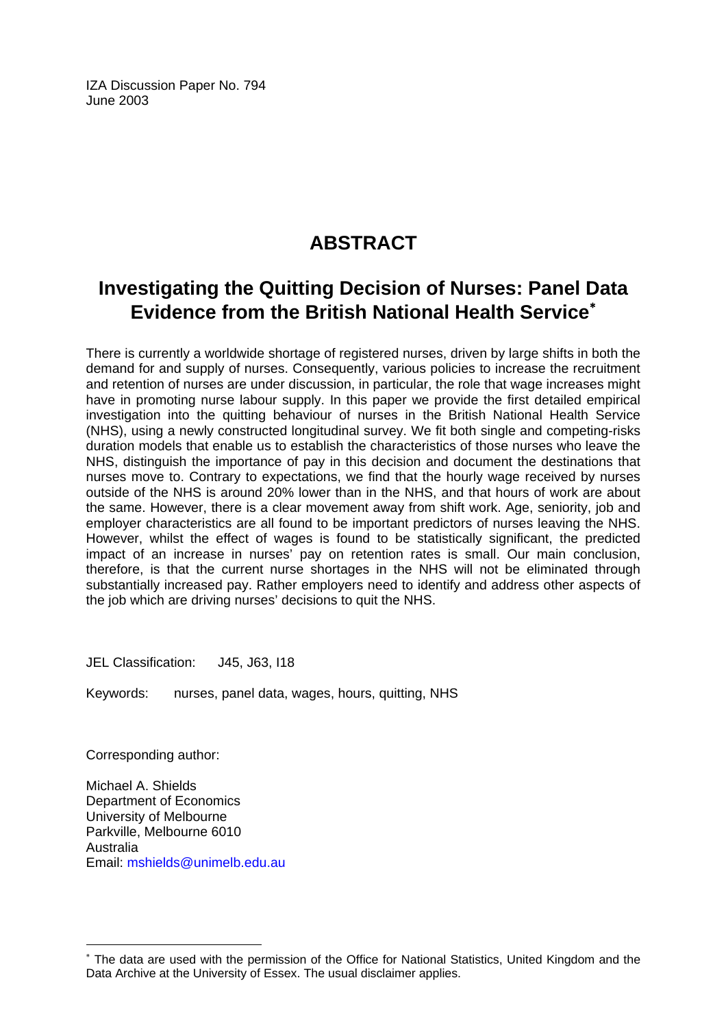IZA Discussion Paper No. 794
June 2003

# ABSTRACT

## Investigating the Quitting Decision of Nurses: Panel Data Evidence from the British National Health Service[*]

There is currently a worldwide shortage of registered nurses, driven by large shifts in both the demand for and supply of nurses. Consequently, various policies to increase the recruitment and retention of nurses are under discussion, in particular, the role that wage increases might have in promoting nurse labour supply. In this paper we provide the first detailed empirical investigation into the quitting behaviour of nurses in the British National Health Service (NHS), using a newly constructed longitudinal survey. We fit both single and competing-risks duration models that enable us to establish the characteristics of those nurses who leave the NHS, distinguish the importance of pay in this decision and document the destinations that nurses move to. Contrary to expectations, we find that the hourly wage received by nurses outside of the NHS is around 20% lower than in the NHS, and that hours of work are about the same. However, there is a clear movement away from shift work. Age, seniority, job and employer characteristics are all found to be important predictors of nurses leaving the NHS. However, whilst the effect of wages is found to be statistically significant, the predicted impact of an increase in nurses' pay on retention rates is small. Our main conclusion, therefore, is that the current nurse shortages in the NHS will not be eliminated through substantially increased pay. Rather employers need to identify and address other aspects of the job which are driving nurses' decisions to quit the NHS.

JEL Classification: J45, J63, I18

Keywords: nurses, panel data, wages, hours, quitting, NHS

Corresponding author:

Michael A. Shields
Department of Economics
University of Melbourne
Parkville, Melbourne 6010
Australia
Email: mshields@unimelb.edu.au

---

[*] The data are used with the permission of the Office for National Statistics, United Kingdom and the Data Archive at the University of Essex. The usual disclaimer applies.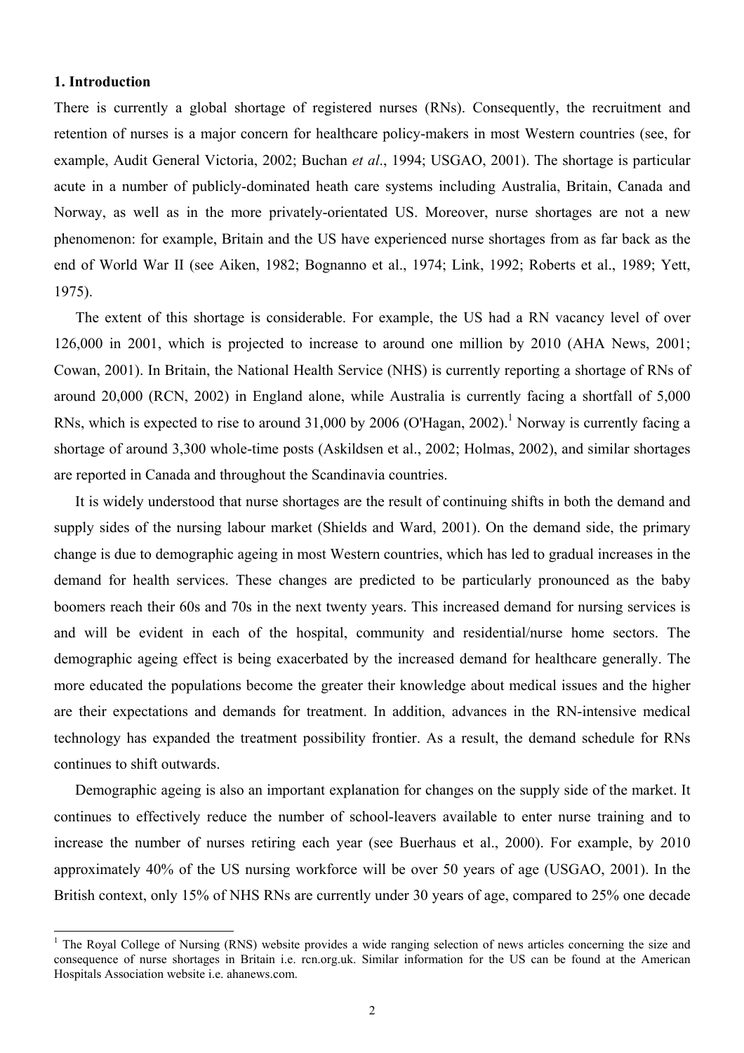## 1. Introduction

There is currently a global shortage of registered nurses (RNs). Consequently, the recruitment and retention of nurses is a major concern for healthcare policy-makers in most Western countries (see, for example, Audit General Victoria, 2002; Buchan *et al*., 1994; USGAO, 2001). The shortage is particular acute in a number of publicly-dominated heath care systems including Australia, Britain, Canada and Norway, as well as in the more privately-orientated US. Moreover, nurse shortages are not a new phenomenon: for example, Britain and the US have experienced nurse shortages from as far back as the end of World War II (see Aiken, 1982; Bognanno et al., 1974; Link, 1992; Roberts et al., 1989; Yett, 1975).

The extent of this shortage is considerable. For example, the US had a RN vacancy level of over 126,000 in 2001, which is projected to increase to around one million by 2010 (AHA News, 2001; Cowan, 2001). In Britain, the National Health Service (NHS) is currently reporting a shortage of RNs of around 20,000 (RCN, 2002) in England alone, while Australia is currently facing a shortfall of 5,000 RNs, which is expected to rise to around 31,000 by 2006 (O'Hagan, 2002).[1] Norway is currently facing a shortage of around 3,300 whole-time posts (Askildsen et al., 2002; Holmas, 2002), and similar shortages are reported in Canada and throughout the Scandinavia countries.

It is widely understood that nurse shortages are the result of continuing shifts in both the demand and supply sides of the nursing labour market (Shields and Ward, 2001). On the demand side, the primary change is due to demographic ageing in most Western countries, which has led to gradual increases in the demand for health services. These changes are predicted to be particularly pronounced as the baby boomers reach their 60s and 70s in the next twenty years. This increased demand for nursing services is and will be evident in each of the hospital, community and residential/nurse home sectors. The demographic ageing effect is being exacerbated by the increased demand for healthcare generally. The more educated the populations become the greater their knowledge about medical issues and the higher are their expectations and demands for treatment. In addition, advances in the RN-intensive medical technology has expanded the treatment possibility frontier. As a result, the demand schedule for RNs continues to shift outwards.

Demographic ageing is also an important explanation for changes on the supply side of the market. It continues to effectively reduce the number of school-leavers available to enter nurse training and to increase the number of nurses retiring each year (see Buerhaus et al., 2000). For example, by 2010 approximately 40% of the US nursing workforce will be over 50 years of age (USGAO, 2001). In the British context, only 15% of NHS RNs are currently under 30 years of age, compared to 25% one decade

[1] The Royal College of Nursing (RNS) website provides a wide ranging selection of news articles concerning the size and consequence of nurse shortages in Britain i.e. rcn.org.uk. Similar information for the US can be found at the American Hospitals Association website i.e. ahanews.com.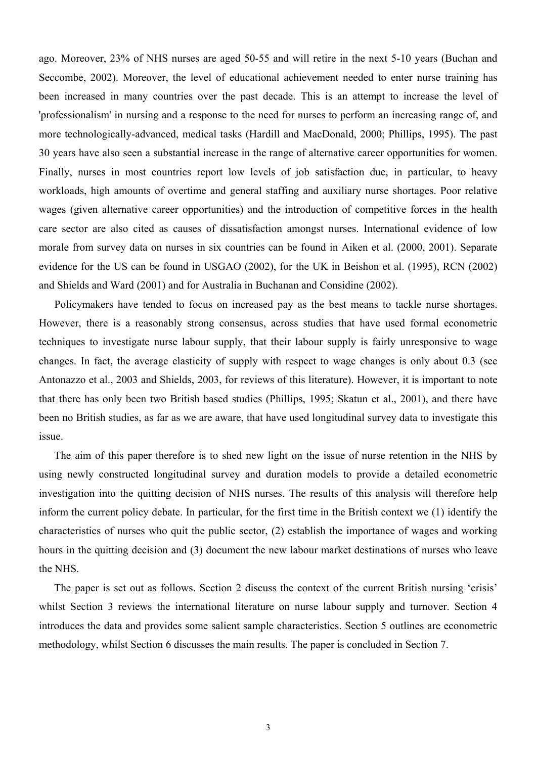ago. Moreover, 23% of NHS nurses are aged 50-55 and will retire in the next 5-10 years (Buchan and Seccombe, 2002). Moreover, the level of educational achievement needed to enter nurse training has been increased in many countries over the past decade. This is an attempt to increase the level of 'professionalism' in nursing and a response to the need for nurses to perform an increasing range of, and more technologically-advanced, medical tasks (Hardill and MacDonald, 2000; Phillips, 1995). The past 30 years have also seen a substantial increase in the range of alternative career opportunities for women. Finally, nurses in most countries report low levels of job satisfaction due, in particular, to heavy workloads, high amounts of overtime and general staffing and auxiliary nurse shortages. Poor relative wages (given alternative career opportunities) and the introduction of competitive forces in the health care sector are also cited as causes of dissatisfaction amongst nurses. International evidence of low morale from survey data on nurses in six countries can be found in Aiken et al. (2000, 2001). Separate evidence for the US can be found in USGAO (2002), for the UK in Beishon et al. (1995), RCN (2002) and Shields and Ward (2001) and for Australia in Buchanan and Considine (2002).

Policymakers have tended to focus on increased pay as the best means to tackle nurse shortages. However, there is a reasonably strong consensus, across studies that have used formal econometric techniques to investigate nurse labour supply, that their labour supply is fairly unresponsive to wage changes. In fact, the average elasticity of supply with respect to wage changes is only about 0.3 (see Antonazzo et al., 2003 and Shields, 2003, for reviews of this literature). However, it is important to note that there has only been two British based studies (Phillips, 1995; Skatun et al., 2001), and there have been no British studies, as far as we are aware, that have used longitudinal survey data to investigate this issue.

The aim of this paper therefore is to shed new light on the issue of nurse retention in the NHS by using newly constructed longitudinal survey and duration models to provide a detailed econometric investigation into the quitting decision of NHS nurses. The results of this analysis will therefore help inform the current policy debate. In particular, for the first time in the British context we (1) identify the characteristics of nurses who quit the public sector, (2) establish the importance of wages and working hours in the quitting decision and (3) document the new labour market destinations of nurses who leave the NHS.

The paper is set out as follows. Section 2 discuss the context of the current British nursing 'crisis' whilst Section 3 reviews the international literature on nurse labour supply and turnover. Section 4 introduces the data and provides some salient sample characteristics. Section 5 outlines are econometric methodology, whilst Section 6 discusses the main results. The paper is concluded in Section 7.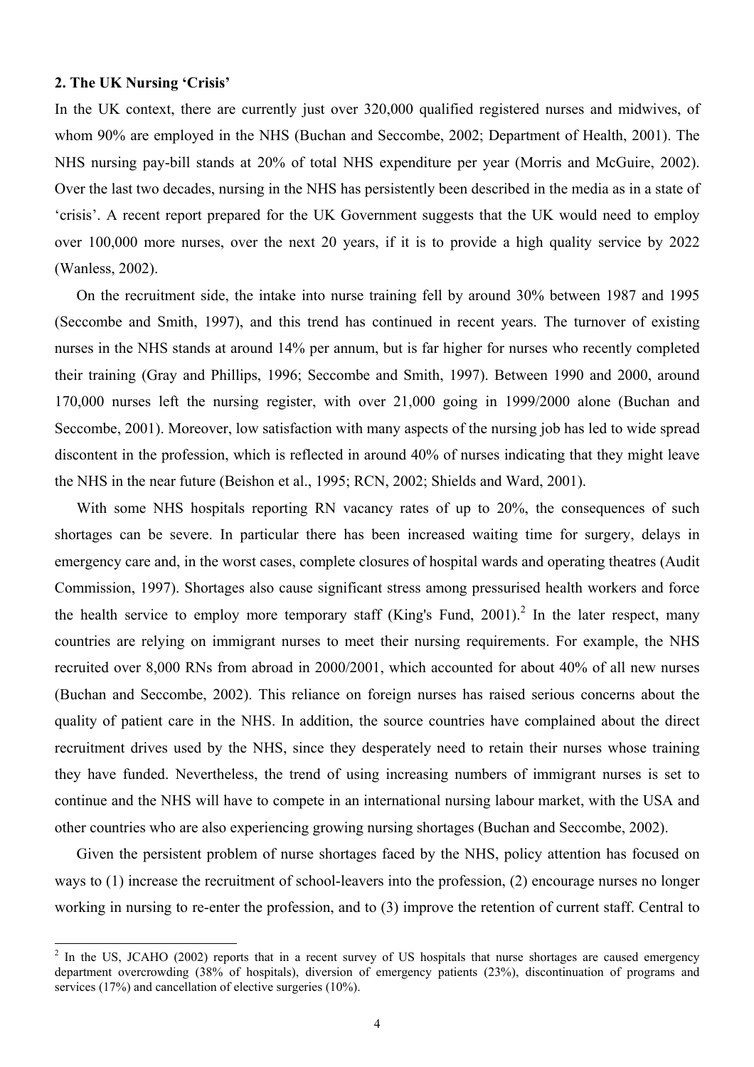## 2. The UK Nursing 'Crisis'

In the UK context, there are currently just over 320,000 qualified registered nurses and midwives, of whom 90% are employed in the NHS (Buchan and Seccombe, 2002; Department of Health, 2001). The NHS nursing pay-bill stands at 20% of total NHS expenditure per year (Morris and McGuire, 2002). Over the last two decades, nursing in the NHS has persistently been described in the media as in a state of 'crisis'. A recent report prepared for the UK Government suggests that the UK would need to employ over 100,000 more nurses, over the next 20 years, if it is to provide a high quality service by 2022 (Wanless, 2002).

On the recruitment side, the intake into nurse training fell by around 30% between 1987 and 1995 (Seccombe and Smith, 1997), and this trend has continued in recent years. The turnover of existing nurses in the NHS stands at around 14% per annum, but is far higher for nurses who recently completed their training (Gray and Phillips, 1996; Seccombe and Smith, 1997). Between 1990 and 2000, around 170,000 nurses left the nursing register, with over 21,000 going in 1999/2000 alone (Buchan and Seccombe, 2001). Moreover, low satisfaction with many aspects of the nursing job has led to wide spread discontent in the profession, which is reflected in around 40% of nurses indicating that they might leave the NHS in the near future (Beishon et al., 1995; RCN, 2002; Shields and Ward, 2001).

With some NHS hospitals reporting RN vacancy rates of up to 20%, the consequences of such shortages can be severe. In particular there has been increased waiting time for surgery, delays in emergency care and, in the worst cases, complete closures of hospital wards and operating theatres (Audit Commission, 1997). Shortages also cause significant stress among pressurised health workers and force the health service to employ more temporary staff (King's Fund, 2001).[2] In the later respect, many countries are relying on immigrant nurses to meet their nursing requirements. For example, the NHS recruited over 8,000 RNs from abroad in 2000/2001, which accounted for about 40% of all new nurses (Buchan and Seccombe, 2002). This reliance on foreign nurses has raised serious concerns about the quality of patient care in the NHS. In addition, the source countries have complained about the direct recruitment drives used by the NHS, since they desperately need to retain their nurses whose training they have funded. Nevertheless, the trend of using increasing numbers of immigrant nurses is set to continue and the NHS will have to compete in an international nursing labour market, with the USA and other countries who are also experiencing growing nursing shortages (Buchan and Seccombe, 2002).

Given the persistent problem of nurse shortages faced by the NHS, policy attention has focused on ways to (1) increase the recruitment of school-leavers into the profession, (2) encourage nurses no longer working in nursing to re-enter the profession, and to (3) improve the retention of current staff. Central to

---

[2] In the US, JCAHO (2002) reports that in a recent survey of US hospitals that nurse shortages are caused emergency department overcrowding (38% of hospitals), diversion of emergency patients (23%), discontinuation of programs and services (17%) and cancellation of elective surgeries (10%).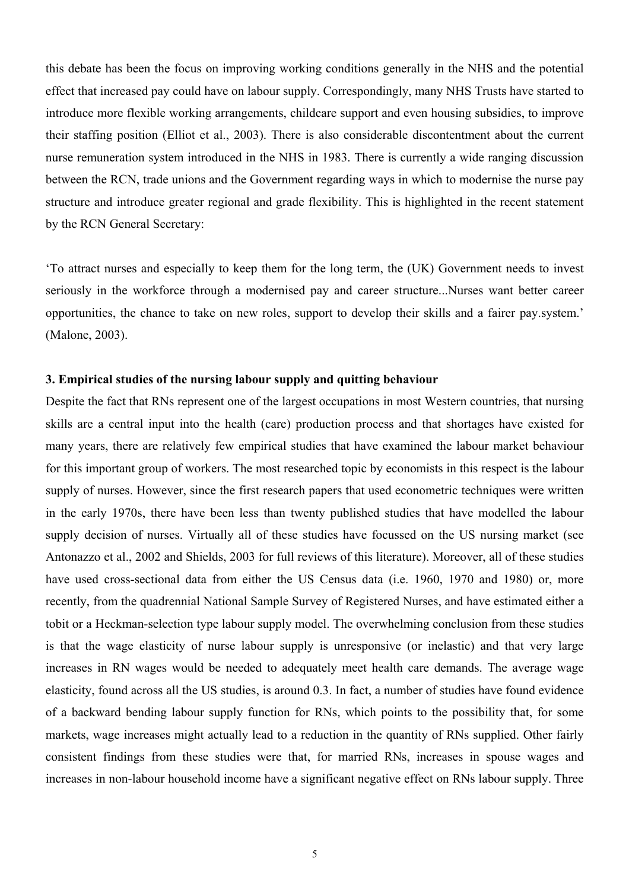this debate has been the focus on improving working conditions generally in the NHS and the potential effect that increased pay could have on labour supply. Correspondingly, many NHS Trusts have started to introduce more flexible working arrangements, childcare support and even housing subsidies, to improve their staffing position (Elliot et al., 2003). There is also considerable discontentment about the current nurse remuneration system introduced in the NHS in 1983. There is currently a wide ranging discussion between the RCN, trade unions and the Government regarding ways in which to modernise the nurse pay structure and introduce greater regional and grade flexibility. This is highlighted in the recent statement by the RCN General Secretary:

'To attract nurses and especially to keep them for the long term, the (UK) Government needs to invest seriously in the workforce through a modernised pay and career structure...Nurses want better career opportunities, the chance to take on new roles, support to develop their skills and a fairer pay.system.' (Malone, 2003).

### 3. Empirical studies of the nursing labour supply and quitting behaviour

Despite the fact that RNs represent one of the largest occupations in most Western countries, that nursing skills are a central input into the health (care) production process and that shortages have existed for many years, there are relatively few empirical studies that have examined the labour market behaviour for this important group of workers. The most researched topic by economists in this respect is the labour supply of nurses. However, since the first research papers that used econometric techniques were written in the early 1970s, there have been less than twenty published studies that have modelled the labour supply decision of nurses. Virtually all of these studies have focussed on the US nursing market (see Antonazzo et al., 2002 and Shields, 2003 for full reviews of this literature). Moreover, all of these studies have used cross-sectional data from either the US Census data (i.e. 1960, 1970 and 1980) or, more recently, from the quadrennial National Sample Survey of Registered Nurses, and have estimated either a tobit or a Heckman-selection type labour supply model. The overwhelming conclusion from these studies is that the wage elasticity of nurse labour supply is unresponsive (or inelastic) and that very large increases in RN wages would be needed to adequately meet health care demands. The average wage elasticity, found across all the US studies, is around 0.3. In fact, a number of studies have found evidence of a backward bending labour supply function for RNs, which points to the possibility that, for some markets, wage increases might actually lead to a reduction in the quantity of RNs supplied. Other fairly consistent findings from these studies were that, for married RNs, increases in spouse wages and increases in non-labour household income have a significant negative effect on RNs labour supply. Three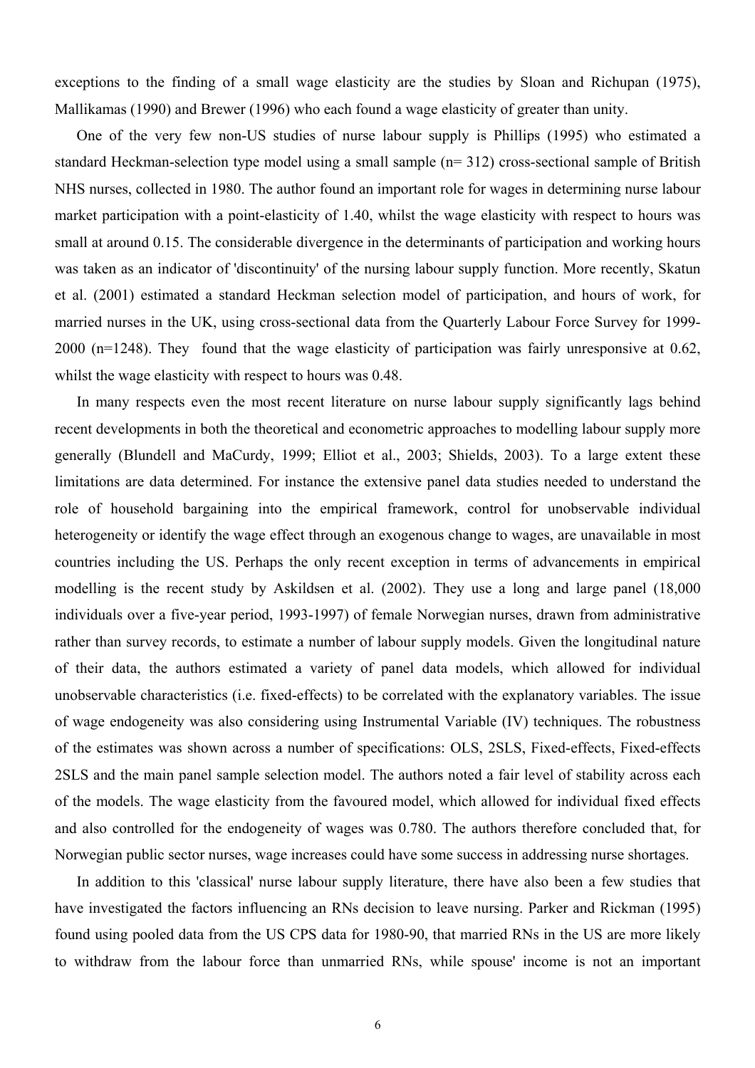exceptions to the finding of a small wage elasticity are the studies by Sloan and Richupan (1975), Mallikamas (1990) and Brewer (1996) who each found a wage elasticity of greater than unity.

One of the very few non-US studies of nurse labour supply is Phillips (1995) who estimated a standard Heckman-selection type model using a small sample (n= 312) cross-sectional sample of British NHS nurses, collected in 1980. The author found an important role for wages in determining nurse labour market participation with a point-elasticity of 1.40, whilst the wage elasticity with respect to hours was small at around 0.15. The considerable divergence in the determinants of participation and working hours was taken as an indicator of 'discontinuity' of the nursing labour supply function. More recently, Skatun et al. (2001) estimated a standard Heckman selection model of participation, and hours of work, for married nurses in the UK, using cross-sectional data from the Quarterly Labour Force Survey for 1999-2000 (n=1248). They found that the wage elasticity of participation was fairly unresponsive at 0.62, whilst the wage elasticity with respect to hours was 0.48.

In many respects even the most recent literature on nurse labour supply significantly lags behind recent developments in both the theoretical and econometric approaches to modelling labour supply more generally (Blundell and MaCurdy, 1999; Elliot et al., 2003; Shields, 2003). To a large extent these limitations are data determined. For instance the extensive panel data studies needed to understand the role of household bargaining into the empirical framework, control for unobservable individual heterogeneity or identify the wage effect through an exogenous change to wages, are unavailable in most countries including the US. Perhaps the only recent exception in terms of advancements in empirical modelling is the recent study by Askildsen et al. (2002). They use a long and large panel (18,000 individuals over a five-year period, 1993-1997) of female Norwegian nurses, drawn from administrative rather than survey records, to estimate a number of labour supply models. Given the longitudinal nature of their data, the authors estimated a variety of panel data models, which allowed for individual unobservable characteristics (i.e. fixed-effects) to be correlated with the explanatory variables. The issue of wage endogeneity was also considering using Instrumental Variable (IV) techniques. The robustness of the estimates was shown across a number of specifications: OLS, 2SLS, Fixed-effects, Fixed-effects 2SLS and the main panel sample selection model. The authors noted a fair level of stability across each of the models. The wage elasticity from the favoured model, which allowed for individual fixed effects and also controlled for the endogeneity of wages was 0.780. The authors therefore concluded that, for Norwegian public sector nurses, wage increases could have some success in addressing nurse shortages.

In addition to this 'classical' nurse labour supply literature, there have also been a few studies that have investigated the factors influencing an RNs decision to leave nursing. Parker and Rickman (1995) found using pooled data from the US CPS data for 1980-90, that married RNs in the US are more likely to withdraw from the labour force than unmarried RNs, while spouse' income is not an important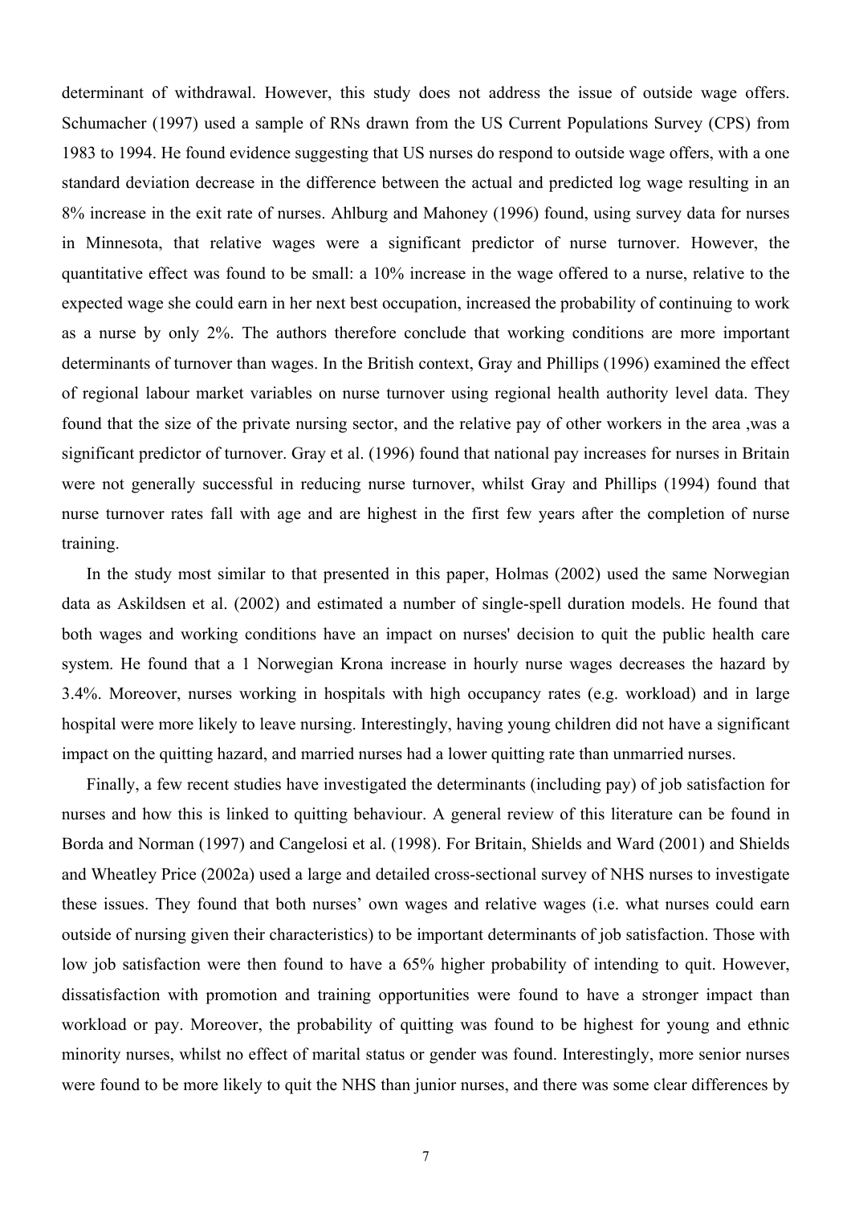determinant of withdrawal. However, this study does not address the issue of outside wage offers. Schumacher (1997) used a sample of RNs drawn from the US Current Populations Survey (CPS) from 1983 to 1994. He found evidence suggesting that US nurses do respond to outside wage offers, with a one standard deviation decrease in the difference between the actual and predicted log wage resulting in an 8% increase in the exit rate of nurses. Ahlburg and Mahoney (1996) found, using survey data for nurses in Minnesota, that relative wages were a significant predictor of nurse turnover. However, the quantitative effect was found to be small: a 10% increase in the wage offered to a nurse, relative to the expected wage she could earn in her next best occupation, increased the probability of continuing to work as a nurse by only 2%. The authors therefore conclude that working conditions are more important determinants of turnover than wages. In the British context, Gray and Phillips (1996) examined the effect of regional labour market variables on nurse turnover using regional health authority level data. They found that the size of the private nursing sector, and the relative pay of other workers in the area ,was a significant predictor of turnover. Gray et al. (1996) found that national pay increases for nurses in Britain were not generally successful in reducing nurse turnover, whilst Gray and Phillips (1994) found that nurse turnover rates fall with age and are highest in the first few years after the completion of nurse training.

In the study most similar to that presented in this paper, Holmas (2002) used the same Norwegian data as Askildsen et al. (2002) and estimated a number of single-spell duration models. He found that both wages and working conditions have an impact on nurses' decision to quit the public health care system. He found that a 1 Norwegian Krona increase in hourly nurse wages decreases the hazard by 3.4%. Moreover, nurses working in hospitals with high occupancy rates (e.g. workload) and in large hospital were more likely to leave nursing. Interestingly, having young children did not have a significant impact on the quitting hazard, and married nurses had a lower quitting rate than unmarried nurses.

Finally, a few recent studies have investigated the determinants (including pay) of job satisfaction for nurses and how this is linked to quitting behaviour. A general review of this literature can be found in Borda and Norman (1997) and Cangelosi et al. (1998). For Britain, Shields and Ward (2001) and Shields and Wheatley Price (2002a) used a large and detailed cross-sectional survey of NHS nurses to investigate these issues. They found that both nurses' own wages and relative wages (i.e. what nurses could earn outside of nursing given their characteristics) to be important determinants of job satisfaction. Those with low job satisfaction were then found to have a 65% higher probability of intending to quit. However, dissatisfaction with promotion and training opportunities were found to have a stronger impact than workload or pay. Moreover, the probability of quitting was found to be highest for young and ethnic minority nurses, whilst no effect of marital status or gender was found. Interestingly, more senior nurses were found to be more likely to quit the NHS than junior nurses, and there was some clear differences by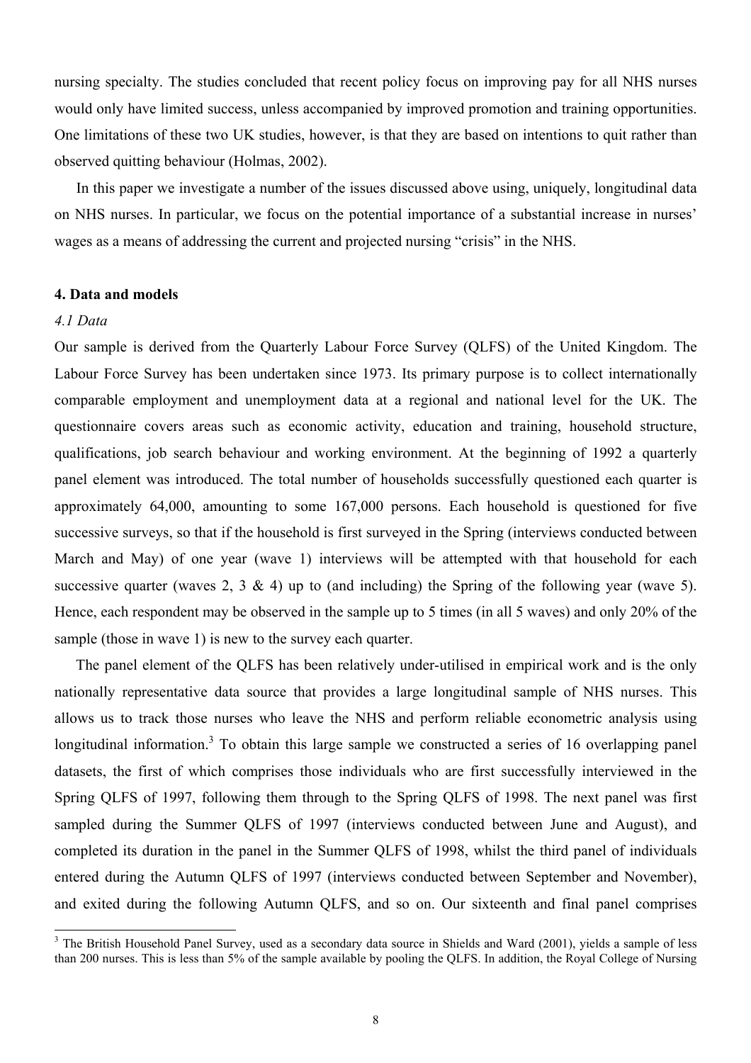nursing specialty. The studies concluded that recent policy focus on improving pay for all NHS nurses would only have limited success, unless accompanied by improved promotion and training opportunities. One limitations of these two UK studies, however, is that they are based on intentions to quit rather than observed quitting behaviour (Holmas, 2002).

In this paper we investigate a number of the issues discussed above using, uniquely, longitudinal data on NHS nurses. In particular, we focus on the potential importance of a substantial increase in nurses' wages as a means of addressing the current and projected nursing "crisis" in the NHS.

## 4. Data and models

### *4.1 Data*

Our sample is derived from the Quarterly Labour Force Survey (QLFS) of the United Kingdom. The Labour Force Survey has been undertaken since 1973. Its primary purpose is to collect internationally comparable employment and unemployment data at a regional and national level for the UK. The questionnaire covers areas such as economic activity, education and training, household structure, qualifications, job search behaviour and working environment. At the beginning of 1992 a quarterly panel element was introduced. The total number of households successfully questioned each quarter is approximately 64,000, amounting to some 167,000 persons. Each household is questioned for five successive surveys, so that if the household is first surveyed in the Spring (interviews conducted between March and May) of one year (wave 1) interviews will be attempted with that household for each successive quarter (waves 2, 3 & 4) up to (and including) the Spring of the following year (wave 5). Hence, each respondent may be observed in the sample up to 5 times (in all 5 waves) and only 20% of the sample (those in wave 1) is new to the survey each quarter.

The panel element of the QLFS has been relatively under-utilised in empirical work and is the only nationally representative data source that provides a large longitudinal sample of NHS nurses. This allows us to track those nurses who leave the NHS and perform reliable econometric analysis using longitudinal information.[3] To obtain this large sample we constructed a series of 16 overlapping panel datasets, the first of which comprises those individuals who are first successfully interviewed in the Spring QLFS of 1997, following them through to the Spring QLFS of 1998. The next panel was first sampled during the Summer QLFS of 1997 (interviews conducted between June and August), and completed its duration in the panel in the Summer QLFS of 1998, whilst the third panel of individuals entered during the Autumn QLFS of 1997 (interviews conducted between September and November), and exited during the following Autumn QLFS, and so on. Our sixteenth and final panel comprises

[3] The British Household Panel Survey, used as a secondary data source in Shields and Ward (2001), yields a sample of less than 200 nurses. This is less than 5% of the sample available by pooling the QLFS. In addition, the Royal College of Nursing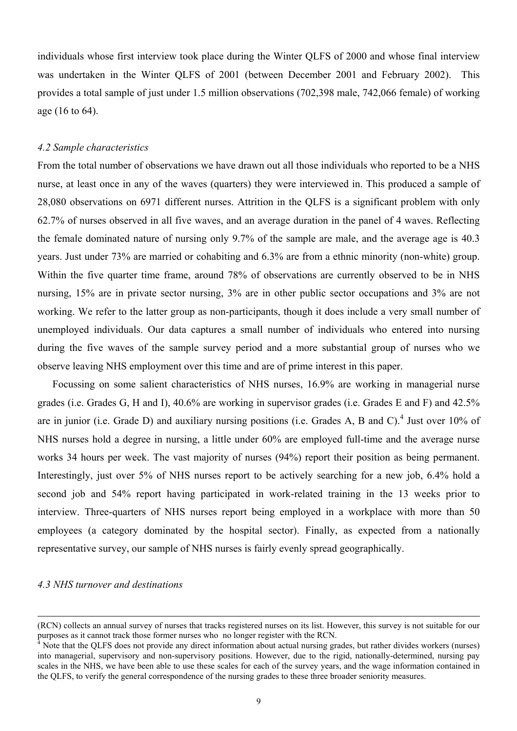individuals whose first interview took place during the Winter QLFS of 2000 and whose final interview was undertaken in the Winter QLFS of 2001 (between December 2001 and February 2002). This provides a total sample of just under 1.5 million observations (702,398 male, 742,066 female) of working age (16 to 64).

### *4.2 Sample characteristics*

From the total number of observations we have drawn out all those individuals who reported to be a NHS nurse, at least once in any of the waves (quarters) they were interviewed in. This produced a sample of 28,080 observations on 6971 different nurses. Attrition in the QLFS is a significant problem with only 62.7% of nurses observed in all five waves, and an average duration in the panel of 4 waves. Reflecting the female dominated nature of nursing only 9.7% of the sample are male, and the average age is 40.3 years. Just under 73% are married or cohabiting and 6.3% are from a ethnic minority (non-white) group. Within the five quarter time frame, around 78% of observations are currently observed to be in NHS nursing, 15% are in private sector nursing, 3% are in other public sector occupations and 3% are not working. We refer to the latter group as non-participants, though it does include a very small number of unemployed individuals. Our data captures a small number of individuals who entered into nursing during the five waves of the sample survey period and a more substantial group of nurses who we observe leaving NHS employment over this time and are of prime interest in this paper.

Focussing on some salient characteristics of NHS nurses, 16.9% are working in managerial nurse grades (i.e. Grades G, H and I), 40.6% are working in supervisor grades (i.e. Grades E and F) and 42.5% are in junior (i.e. Grade D) and auxiliary nursing positions (i.e. Grades A, B and C).[4] Just over 10% of NHS nurses hold a degree in nursing, a little under 60% are employed full-time and the average nurse works 34 hours per week. The vast majority of nurses (94%) report their position as being permanent. Interestingly, just over 5% of NHS nurses report to be actively searching for a new job, 6.4% hold a second job and 54% report having participated in work-related training in the 13 weeks prior to interview. Three-quarters of NHS nurses report being employed in a workplace with more than 50 employees (a category dominated by the hospital sector). Finally, as expected from a nationally representative survey, our sample of NHS nurses is fairly evenly spread geographically.

### *4.3 NHS turnover and destinations*

---

(RCN) collects an annual survey of nurses that tracks registered nurses on its list. However, this survey is not suitable for our purposes as it cannot track those former nurses who no longer register with the RCN.

[4] Note that the QLFS does not provide any direct information about actual nursing grades, but rather divides workers (nurses) into managerial, supervisory and non-supervisory positions. However, due to the rigid, nationally-determined, nursing pay scales in the NHS, we have been able to use these scales for each of the survey years, and the wage information contained in the QLFS, to verify the general correspondence of the nursing grades to these three broader seniority measures.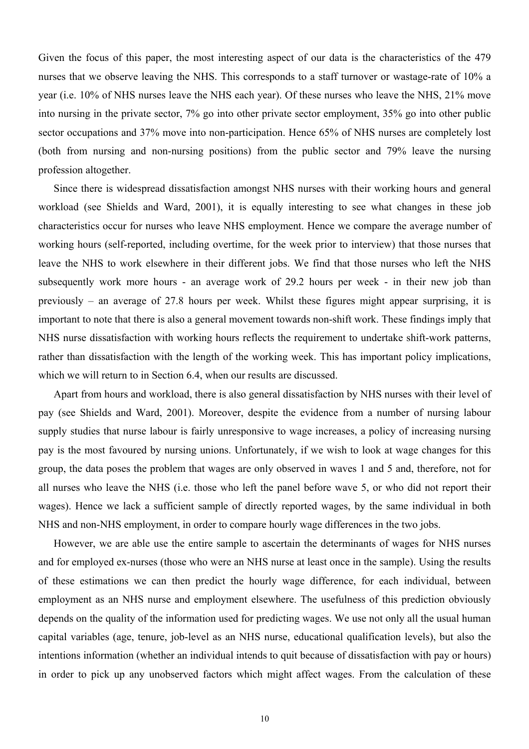Given the focus of this paper, the most interesting aspect of our data is the characteristics of the 479 nurses that we observe leaving the NHS. This corresponds to a staff turnover or wastage-rate of 10% a year (i.e. 10% of NHS nurses leave the NHS each year). Of these nurses who leave the NHS, 21% move into nursing in the private sector, 7% go into other private sector employment, 35% go into other public sector occupations and 37% move into non-participation. Hence 65% of NHS nurses are completely lost (both from nursing and non-nursing positions) from the public sector and 79% leave the nursing profession altogether.

Since there is widespread dissatisfaction amongst NHS nurses with their working hours and general workload (see Shields and Ward, 2001), it is equally interesting to see what changes in these job characteristics occur for nurses who leave NHS employment. Hence we compare the average number of working hours (self-reported, including overtime, for the week prior to interview) that those nurses that leave the NHS to work elsewhere in their different jobs. We find that those nurses who left the NHS subsequently work more hours - an average work of 29.2 hours per week - in their new job than previously – an average of 27.8 hours per week. Whilst these figures might appear surprising, it is important to note that there is also a general movement towards non-shift work. These findings imply that NHS nurse dissatisfaction with working hours reflects the requirement to undertake shift-work patterns, rather than dissatisfaction with the length of the working week. This has important policy implications, which we will return to in Section 6.4, when our results are discussed.

Apart from hours and workload, there is also general dissatisfaction by NHS nurses with their level of pay (see Shields and Ward, 2001). Moreover, despite the evidence from a number of nursing labour supply studies that nurse labour is fairly unresponsive to wage increases, a policy of increasing nursing pay is the most favoured by nursing unions. Unfortunately, if we wish to look at wage changes for this group, the data poses the problem that wages are only observed in waves 1 and 5 and, therefore, not for all nurses who leave the NHS (i.e. those who left the panel before wave 5, or who did not report their wages). Hence we lack a sufficient sample of directly reported wages, by the same individual in both NHS and non-NHS employment, in order to compare hourly wage differences in the two jobs.

However, we are able use the entire sample to ascertain the determinants of wages for NHS nurses and for employed ex-nurses (those who were an NHS nurse at least once in the sample). Using the results of these estimations we can then predict the hourly wage difference, for each individual, between employment as an NHS nurse and employment elsewhere. The usefulness of this prediction obviously depends on the quality of the information used for predicting wages. We use not only all the usual human capital variables (age, tenure, job-level as an NHS nurse, educational qualification levels), but also the intentions information (whether an individual intends to quit because of dissatisfaction with pay or hours) in order to pick up any unobserved factors which might affect wages. From the calculation of these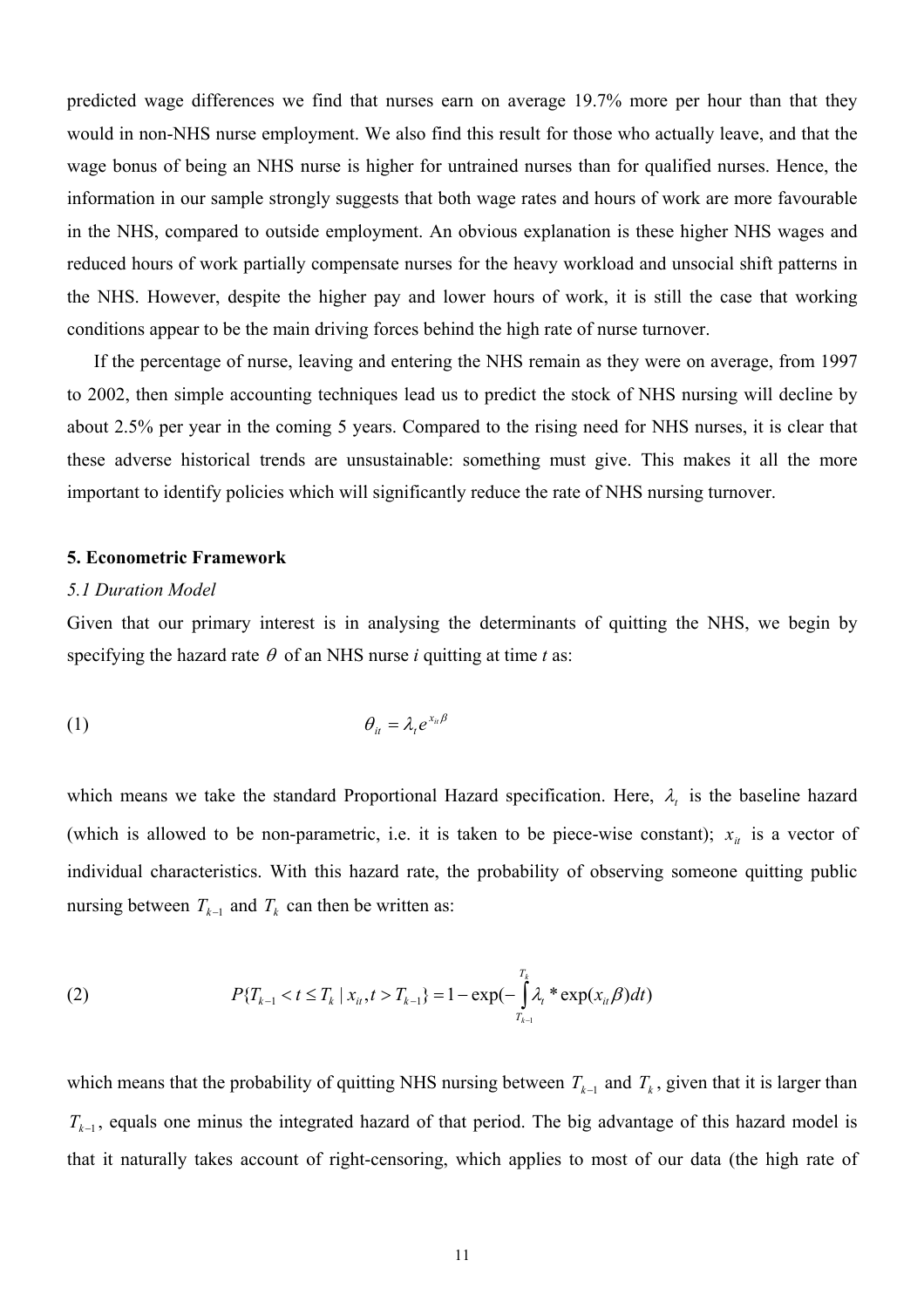predicted wage differences we find that nurses earn on average 19.7% more per hour than that they would in non-NHS nurse employment. We also find this result for those who actually leave, and that the wage bonus of being an NHS nurse is higher for untrained nurses than for qualified nurses. Hence, the information in our sample strongly suggests that both wage rates and hours of work are more favourable in the NHS, compared to outside employment. An obvious explanation is these higher NHS wages and reduced hours of work partially compensate nurses for the heavy workload and unsocial shift patterns in the NHS. However, despite the higher pay and lower hours of work, it is still the case that working conditions appear to be the main driving forces behind the high rate of nurse turnover.

If the percentage of nurse, leaving and entering the NHS remain as they were on average, from 1997 to 2002, then simple accounting techniques lead us to predict the stock of NHS nursing will decline by about 2.5% per year in the coming 5 years. Compared to the rising need for NHS nurses, it is clear that these adverse historical trends are unsustainable: something must give. This makes it all the more important to identify policies which will significantly reduce the rate of NHS nursing turnover.

## 5. Econometric Framework

### *5.1 Duration Model*

Given that our primary interest is in analysing the determinants of quitting the NHS, we begin by specifying the hazard rate $\theta$ of an NHS nurse *i* quitting at time *t* as:

$$\theta_{it} = \lambda_t e^{x_{it}\beta} \tag{1}$$

which means we take the standard Proportional Hazard specification. Here, $\lambda_t$ is the baseline hazard (which is allowed to be non-parametric, i.e. it is taken to be piece-wise constant); $x_{it}$ is a vector of individual characteristics. With this hazard rate, the probability of observing someone quitting public nursing between $T_{k-1}$ and $T_k$ can then be written as:

$$P\{T_{k-1} < t \leq T_k \mid x_{it}, t > T_{k-1}\} = 1 - \exp\left(-\int_{T_{k-1}}^{T_k} \lambda_t * \exp(x_{it}\beta)dt\right) \tag{2}$$

which means that the probability of quitting NHS nursing between $T_{k-1}$ and $T_k$, given that it is larger than $T_{k-1}$, equals one minus the integrated hazard of that period. The big advantage of this hazard model is that it naturally takes account of right-censoring, which applies to most of our data (the high rate of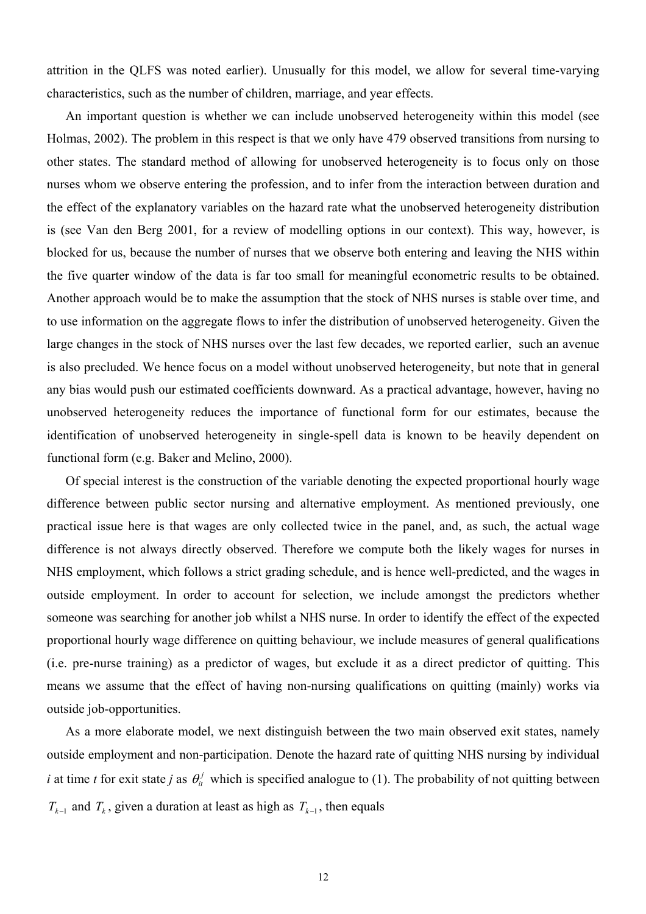attrition in the QLFS was noted earlier). Unusually for this model, we allow for several time-varying characteristics, such as the number of children, marriage, and year effects.

An important question is whether we can include unobserved heterogeneity within this model (see Holmas, 2002). The problem in this respect is that we only have 479 observed transitions from nursing to other states. The standard method of allowing for unobserved heterogeneity is to focus only on those nurses whom we observe entering the profession, and to infer from the interaction between duration and the effect of the explanatory variables on the hazard rate what the unobserved heterogeneity distribution is (see Van den Berg 2001, for a review of modelling options in our context). This way, however, is blocked for us, because the number of nurses that we observe both entering and leaving the NHS within the five quarter window of the data is far too small for meaningful econometric results to be obtained. Another approach would be to make the assumption that the stock of NHS nurses is stable over time, and to use information on the aggregate flows to infer the distribution of unobserved heterogeneity. Given the large changes in the stock of NHS nurses over the last few decades, we reported earlier, such an avenue is also precluded. We hence focus on a model without unobserved heterogeneity, but note that in general any bias would push our estimated coefficients downward. As a practical advantage, however, having no unobserved heterogeneity reduces the importance of functional form for our estimates, because the identification of unobserved heterogeneity in single-spell data is known to be heavily dependent on functional form (e.g. Baker and Melino, 2000).

Of special interest is the construction of the variable denoting the expected proportional hourly wage difference between public sector nursing and alternative employment. As mentioned previously, one practical issue here is that wages are only collected twice in the panel, and, as such, the actual wage difference is not always directly observed. Therefore we compute both the likely wages for nurses in NHS employment, which follows a strict grading schedule, and is hence well-predicted, and the wages in outside employment. In order to account for selection, we include amongst the predictors whether someone was searching for another job whilst a NHS nurse. In order to identify the effect of the expected proportional hourly wage difference on quitting behaviour, we include measures of general qualifications (i.e. pre-nurse training) as a predictor of wages, but exclude it as a direct predictor of quitting. This means we assume that the effect of having non-nursing qualifications on quitting (mainly) works via outside job-opportunities.

As a more elaborate model, we next distinguish between the two main observed exit states, namely outside employment and non-participation. Denote the hazard rate of quitting NHS nursing by individual *i* at time *t* for exit state *j* as $\theta_{it}^{j}$ which is specified analogue to (1). The probability of not quitting between $T_{k-1}$ and $T_k$, given a duration at least as high as $T_{k-1}$, then equals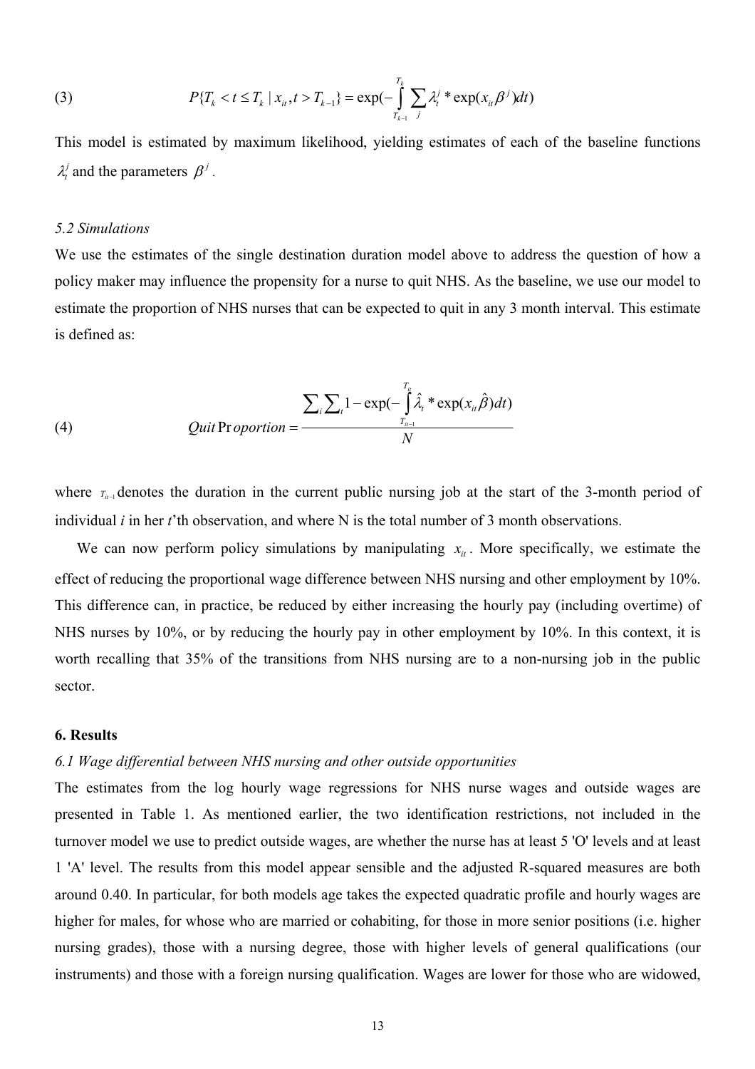$$(3) \qquad P\{T_k < t \leq T_k \mid x_{it}, t > T_{k-1}\} = \exp(-\int_{T_{k-1}}^{T_k} \sum_j \lambda_t^j * \exp(x_{it}\beta^j)dt)$$

This model is estimated by maximum likelihood, yielding estimates of each of the baseline functions $\lambda_t^j$ and the parameters $\beta^j$.

### *5.2 Simulations*

We use the estimates of the single destination duration model above to address the question of how a policy maker may influence the propensity for a nurse to quit NHS. As the baseline, we use our model to estimate the proportion of NHS nurses that can be expected to quit in any 3 month interval. This estimate is defined as:

$$(4) \qquad Quit\,Proportion = \frac{\sum_i \sum_t 1 - \exp(-\int_{T_{it-1}}^{T_{it}} \hat{\lambda}_t * \exp(x_{it}\hat{\beta})dt)}{N}$$

where $T_{it-1}$ denotes the duration in the current public nursing job at the start of the 3-month period of individual *i* in her *t*'th observation, and where N is the total number of 3 month observations.

We can now perform policy simulations by manipulating $x_{it}$. More specifically, we estimate the effect of reducing the proportional wage difference between NHS nursing and other employment by 10%. This difference can, in practice, be reduced by either increasing the hourly pay (including overtime) of NHS nurses by 10%, or by reducing the hourly pay in other employment by 10%. In this context, it is worth recalling that 35% of the transitions from NHS nursing are to a non-nursing job in the public sector.

## 6. Results

### *6.1 Wage differential between NHS nursing and other outside opportunities*

The estimates from the log hourly wage regressions for NHS nurse wages and outside wages are presented in Table 1. As mentioned earlier, the two identification restrictions, not included in the turnover model we use to predict outside wages, are whether the nurse has at least 5 'O' levels and at least 1 'A' level. The results from this model appear sensible and the adjusted R-squared measures are both around 0.40. In particular, for both models age takes the expected quadratic profile and hourly wages are higher for males, for whose who are married or cohabiting, for those in more senior positions (i.e. higher nursing grades), those with a nursing degree, those with higher levels of general qualifications (our instruments) and those with a foreign nursing qualification. Wages are lower for those who are widowed,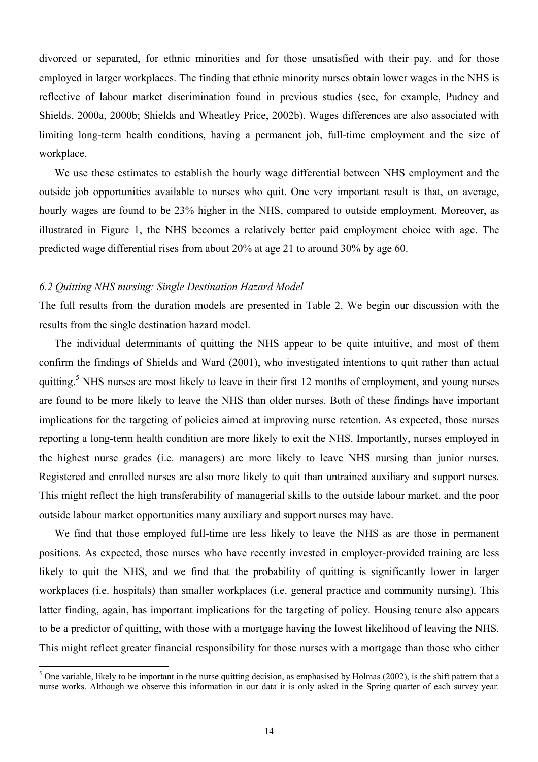divorced or separated, for ethnic minorities and for those unsatisfied with their pay. and for those employed in larger workplaces. The finding that ethnic minority nurses obtain lower wages in the NHS is reflective of labour market discrimination found in previous studies (see, for example, Pudney and Shields, 2000a, 2000b; Shields and Wheatley Price, 2002b). Wages differences are also associated with limiting long-term health conditions, having a permanent job, full-time employment and the size of workplace.

We use these estimates to establish the hourly wage differential between NHS employment and the outside job opportunities available to nurses who quit. One very important result is that, on average, hourly wages are found to be 23% higher in the NHS, compared to outside employment. Moreover, as illustrated in Figure 1, the NHS becomes a relatively better paid employment choice with age. The predicted wage differential rises from about 20% at age 21 to around 30% by age 60.

### *6.2 Quitting NHS nursing: Single Destination Hazard Model*

The full results from the duration models are presented in Table 2. We begin our discussion with the results from the single destination hazard model.

The individual determinants of quitting the NHS appear to be quite intuitive, and most of them confirm the findings of Shields and Ward (2001), who investigated intentions to quit rather than actual quitting.[5] NHS nurses are most likely to leave in their first 12 months of employment, and young nurses are found to be more likely to leave the NHS than older nurses. Both of these findings have important implications for the targeting of policies aimed at improving nurse retention. As expected, those nurses reporting a long-term health condition are more likely to exit the NHS. Importantly, nurses employed in the highest nurse grades (i.e. managers) are more likely to leave NHS nursing than junior nurses. Registered and enrolled nurses are also more likely to quit than untrained auxiliary and support nurses. This might reflect the high transferability of managerial skills to the outside labour market, and the poor outside labour market opportunities many auxiliary and support nurses may have.

We find that those employed full-time are less likely to leave the NHS as are those in permanent positions. As expected, those nurses who have recently invested in employer-provided training are less likely to quit the NHS, and we find that the probability of quitting is significantly lower in larger workplaces (i.e. hospitals) than smaller workplaces (i.e. general practice and community nursing). This latter finding, again, has important implications for the targeting of policy. Housing tenure also appears to be a predictor of quitting, with those with a mortgage having the lowest likelihood of leaving the NHS. This might reflect greater financial responsibility for those nurses with a mortgage than those who either

[5] One variable, likely to be important in the nurse quitting decision, as emphasised by Holmas (2002), is the shift pattern that a nurse works. Although we observe this information in our data it is only asked in the Spring quarter of each survey year.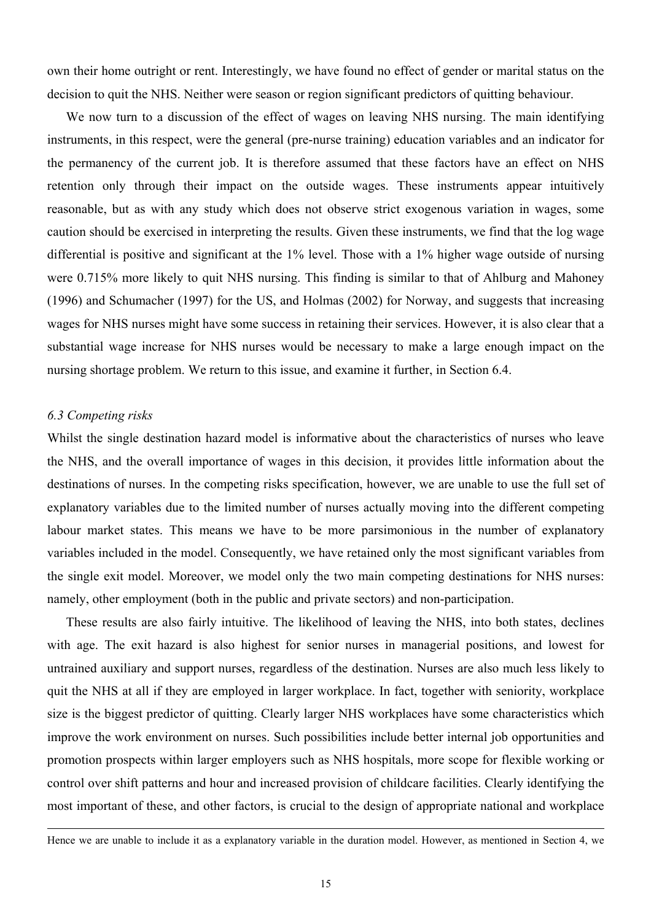own their home outright or rent. Interestingly, we have found no effect of gender or marital status on the decision to quit the NHS. Neither were season or region significant predictors of quitting behaviour.

We now turn to a discussion of the effect of wages on leaving NHS nursing. The main identifying instruments, in this respect, were the general (pre-nurse training) education variables and an indicator for the permanency of the current job. It is therefore assumed that these factors have an effect on NHS retention only through their impact on the outside wages. These instruments appear intuitively reasonable, but as with any study which does not observe strict exogenous variation in wages, some caution should be exercised in interpreting the results. Given these instruments, we find that the log wage differential is positive and significant at the 1% level. Those with a 1% higher wage outside of nursing were 0.715% more likely to quit NHS nursing. This finding is similar to that of Ahlburg and Mahoney (1996) and Schumacher (1997) for the US, and Holmas (2002) for Norway, and suggests that increasing wages for NHS nurses might have some success in retaining their services. However, it is also clear that a substantial wage increase for NHS nurses would be necessary to make a large enough impact on the nursing shortage problem. We return to this issue, and examine it further, in Section 6.4.

### *6.3 Competing risks*

Whilst the single destination hazard model is informative about the characteristics of nurses who leave the NHS, and the overall importance of wages in this decision, it provides little information about the destinations of nurses. In the competing risks specification, however, we are unable to use the full set of explanatory variables due to the limited number of nurses actually moving into the different competing labour market states. This means we have to be more parsimonious in the number of explanatory variables included in the model. Consequently, we have retained only the most significant variables from the single exit model. Moreover, we model only the two main competing destinations for NHS nurses: namely, other employment (both in the public and private sectors) and non-participation.

These results are also fairly intuitive. The likelihood of leaving the NHS, into both states, declines with age. The exit hazard is also highest for senior nurses in managerial positions, and lowest for untrained auxiliary and support nurses, regardless of the destination. Nurses are also much less likely to quit the NHS at all if they are employed in larger workplace. In fact, together with seniority, workplace size is the biggest predictor of quitting. Clearly larger NHS workplaces have some characteristics which improve the work environment on nurses. Such possibilities include better internal job opportunities and promotion prospects within larger employers such as NHS hospitals, more scope for flexible working or control over shift patterns and hour and increased provision of childcare facilities. Clearly identifying the most important of these, and other factors, is crucial to the design of appropriate national and workplace

---

Hence we are unable to include it as a explanatory variable in the duration model. However, as mentioned in Section 4, we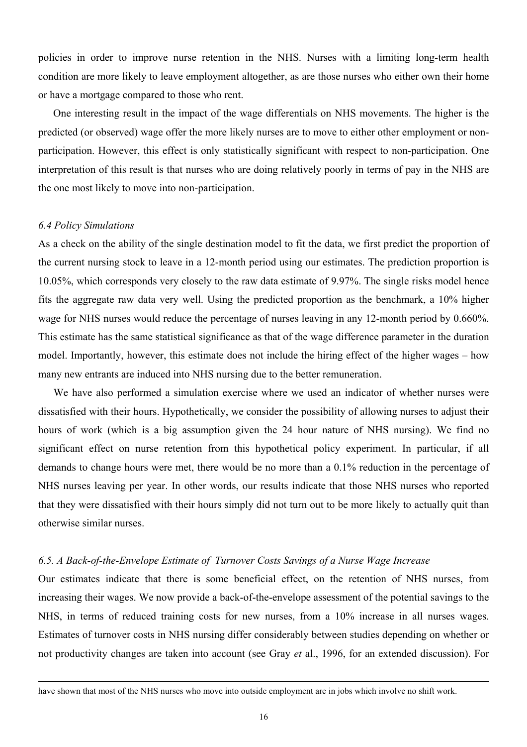policies in order to improve nurse retention in the NHS. Nurses with a limiting long-term health condition are more likely to leave employment altogether, as are those nurses who either own their home or have a mortgage compared to those who rent.

One interesting result in the impact of the wage differentials on NHS movements. The higher is the predicted (or observed) wage offer the more likely nurses are to move to either other employment or non-participation. However, this effect is only statistically significant with respect to non-participation. One interpretation of this result is that nurses who are doing relatively poorly in terms of pay in the NHS are the one most likely to move into non-participation.

### *6.4 Policy Simulations*

As a check on the ability of the single destination model to fit the data, we first predict the proportion of the current nursing stock to leave in a 12-month period using our estimates. The prediction proportion is 10.05%, which corresponds very closely to the raw data estimate of 9.97%. The single risks model hence fits the aggregate raw data very well. Using the predicted proportion as the benchmark, a 10% higher wage for NHS nurses would reduce the percentage of nurses leaving in any 12-month period by 0.660%. This estimate has the same statistical significance as that of the wage difference parameter in the duration model. Importantly, however, this estimate does not include the hiring effect of the higher wages – how many new entrants are induced into NHS nursing due to the better remuneration.

We have also performed a simulation exercise where we used an indicator of whether nurses were dissatisfied with their hours. Hypothetically, we consider the possibility of allowing nurses to adjust their hours of work (which is a big assumption given the 24 hour nature of NHS nursing). We find no significant effect on nurse retention from this hypothetical policy experiment. In particular, if all demands to change hours were met, there would be no more than a 0.1% reduction in the percentage of NHS nurses leaving per year. In other words, our results indicate that those NHS nurses who reported that they were dissatisfied with their hours simply did not turn out to be more likely to actually quit than otherwise similar nurses.

### *6.5. A Back-of-the-Envelope Estimate of Turnover Costs Savings of a Nurse Wage Increase*

Our estimates indicate that there is some beneficial effect, on the retention of NHS nurses, from increasing their wages. We now provide a back-of-the-envelope assessment of the potential savings to the NHS, in terms of reduced training costs for new nurses, from a 10% increase in all nurses wages. Estimates of turnover costs in NHS nursing differ considerably between studies depending on whether or not productivity changes are taken into account (see Gray *et* al., 1996, for an extended discussion). For

have shown that most of the NHS nurses who move into outside employment are in jobs which involve no shift work.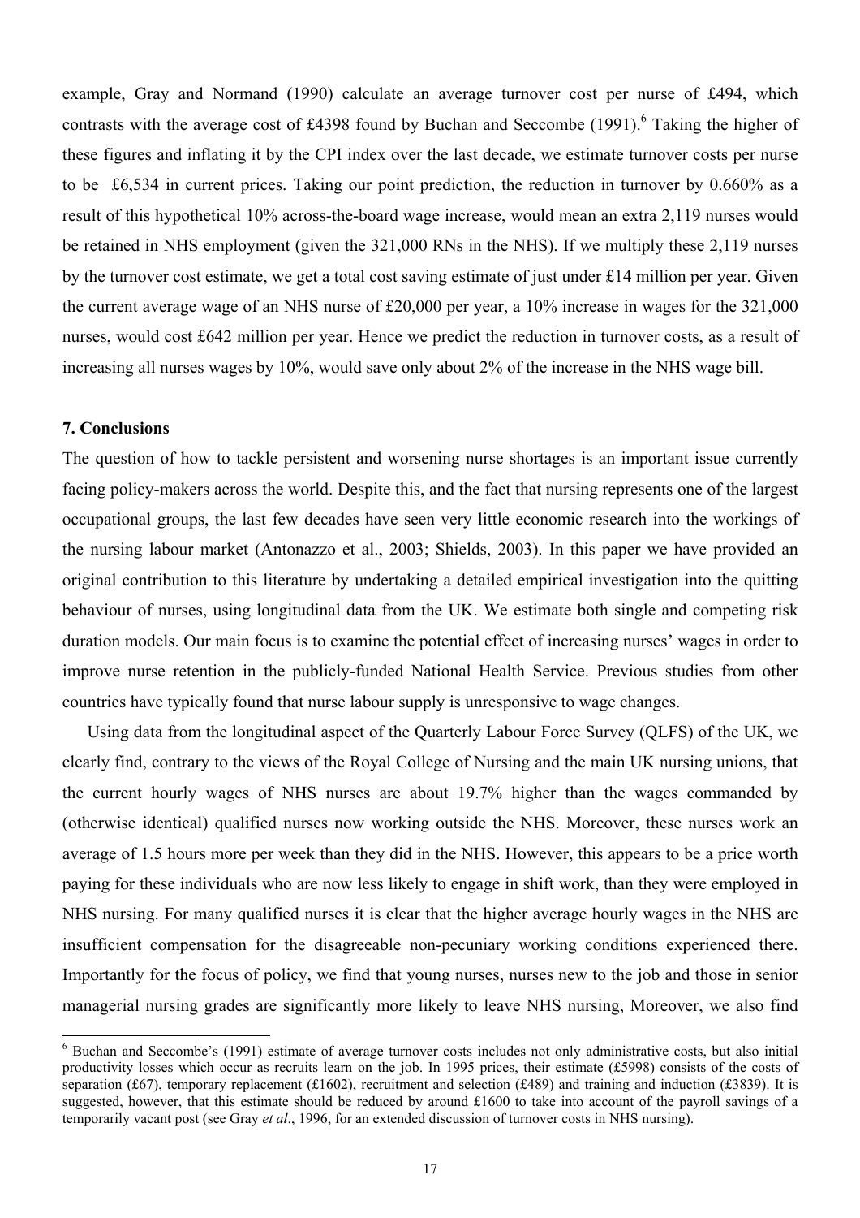example, Gray and Normand (1990) calculate an average turnover cost per nurse of £494, which contrasts with the average cost of £4398 found by Buchan and Seccombe (1991).[6] Taking the higher of these figures and inflating it by the CPI index over the last decade, we estimate turnover costs per nurse to be £6,534 in current prices. Taking our point prediction, the reduction in turnover by 0.660% as a result of this hypothetical 10% across-the-board wage increase, would mean an extra 2,119 nurses would be retained in NHS employment (given the 321,000 RNs in the NHS). If we multiply these 2,119 nurses by the turnover cost estimate, we get a total cost saving estimate of just under £14 million per year. Given the current average wage of an NHS nurse of £20,000 per year, a 10% increase in wages for the 321,000 nurses, would cost £642 million per year. Hence we predict the reduction in turnover costs, as a result of increasing all nurses wages by 10%, would save only about 2% of the increase in the NHS wage bill.

## 7. Conclusions

The question of how to tackle persistent and worsening nurse shortages is an important issue currently facing policy-makers across the world. Despite this, and the fact that nursing represents one of the largest occupational groups, the last few decades have seen very little economic research into the workings of the nursing labour market (Antonazzo et al., 2003; Shields, 2003). In this paper we have provided an original contribution to this literature by undertaking a detailed empirical investigation into the quitting behaviour of nurses, using longitudinal data from the UK. We estimate both single and competing risk duration models. Our main focus is to examine the potential effect of increasing nurses' wages in order to improve nurse retention in the publicly-funded National Health Service. Previous studies from other countries have typically found that nurse labour supply is unresponsive to wage changes.

Using data from the longitudinal aspect of the Quarterly Labour Force Survey (QLFS) of the UK, we clearly find, contrary to the views of the Royal College of Nursing and the main UK nursing unions, that the current hourly wages of NHS nurses are about 19.7% higher than the wages commanded by (otherwise identical) qualified nurses now working outside the NHS. Moreover, these nurses work an average of 1.5 hours more per week than they did in the NHS. However, this appears to be a price worth paying for these individuals who are now less likely to engage in shift work, than they were employed in NHS nursing. For many qualified nurses it is clear that the higher average hourly wages in the NHS are insufficient compensation for the disagreeable non-pecuniary working conditions experienced there. Importantly for the focus of policy, we find that young nurses, nurses new to the job and those in senior managerial nursing grades are significantly more likely to leave NHS nursing, Moreover, we also find

[6] Buchan and Seccombe's (1991) estimate of average turnover costs includes not only administrative costs, but also initial productivity losses which occur as recruits learn on the job. In 1995 prices, their estimate (£5998) consists of the costs of separation (£67), temporary replacement (£1602), recruitment and selection (£489) and training and induction (£3839). It is suggested, however, that this estimate should be reduced by around £1600 to take into account of the payroll savings of a temporarily vacant post (see Gray *et al*., 1996, for an extended discussion of turnover costs in NHS nursing).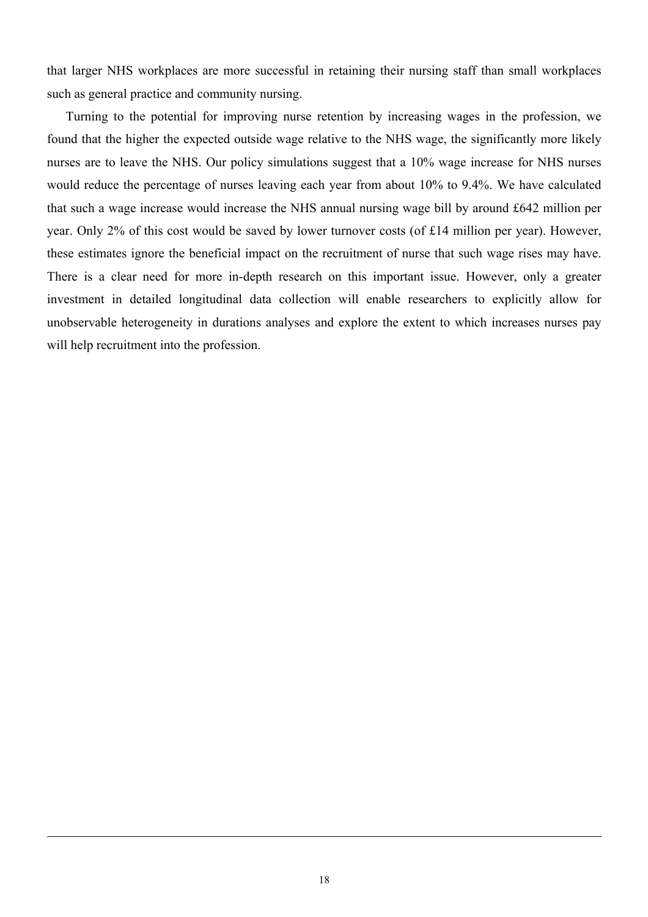that larger NHS workplaces are more successful in retaining their nursing staff than small workplaces such as general practice and community nursing.

Turning to the potential for improving nurse retention by increasing wages in the profession, we found that the higher the expected outside wage relative to the NHS wage, the significantly more likely nurses are to leave the NHS. Our policy simulations suggest that a 10% wage increase for NHS nurses would reduce the percentage of nurses leaving each year from about 10% to 9.4%. We have calculated that such a wage increase would increase the NHS annual nursing wage bill by around £642 million per year. Only 2% of this cost would be saved by lower turnover costs (of £14 million per year). However, these estimates ignore the beneficial impact on the recruitment of nurse that such wage rises may have. There is a clear need for more in-depth research on this important issue. However, only a greater investment in detailed longitudinal data collection will enable researchers to explicitly allow for unobservable heterogeneity in durations analyses and explore the extent to which increases nurses pay will help recruitment into the profession.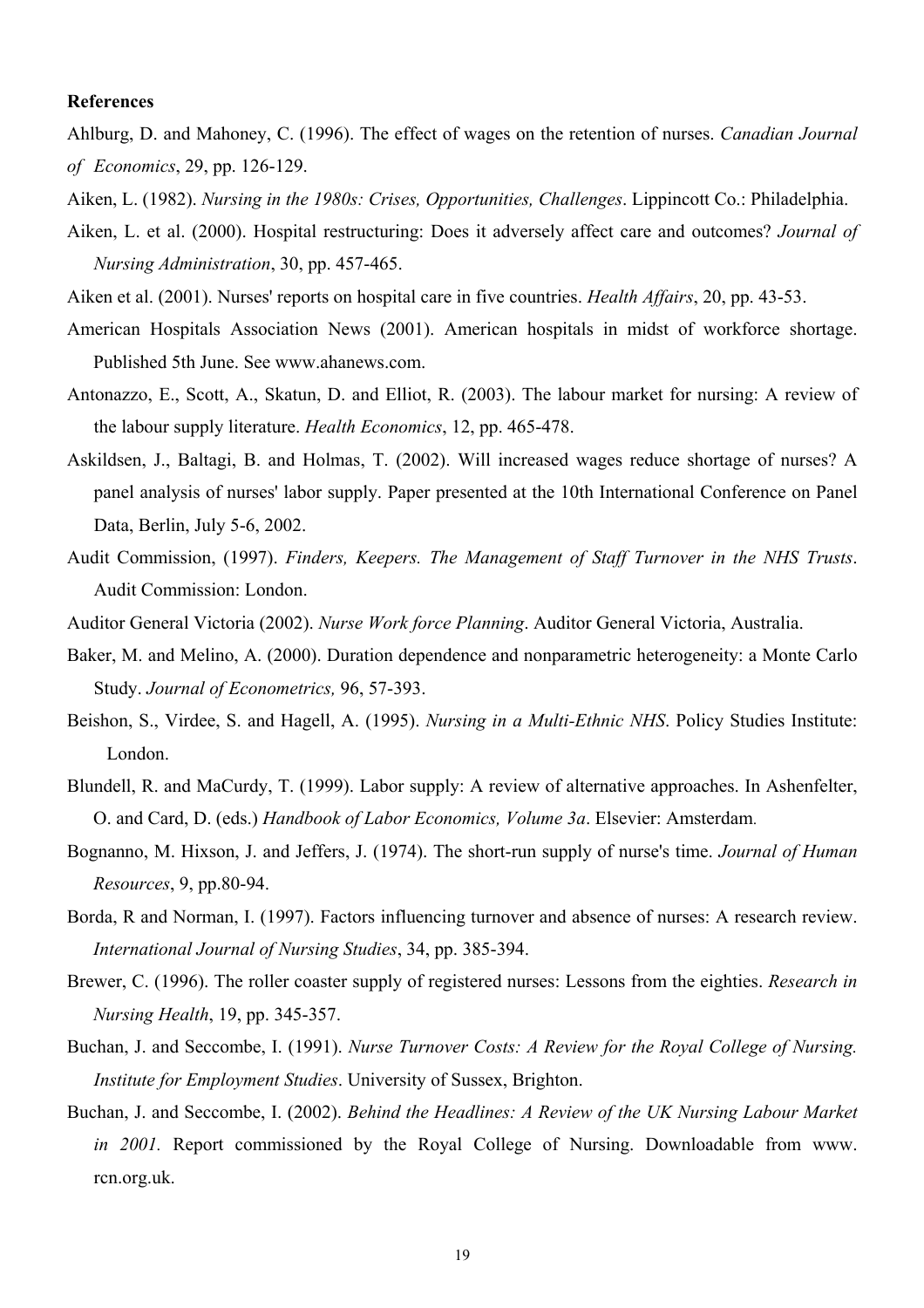**References**

Ahlburg, D. and Mahoney, C. (1996). The effect of wages on the retention of nurses. *Canadian Journal of Economics*, 29, pp. 126-129.

Aiken, L. (1982). *Nursing in the 1980s: Crises, Opportunities, Challenges*. Lippincott Co.: Philadelphia.

Aiken, L. et al. (2000). Hospital restructuring: Does it adversely affect care and outcomes? *Journal of Nursing Administration*, 30, pp. 457-465.

Aiken et al. (2001). Nurses' reports on hospital care in five countries. *Health Affairs*, 20, pp. 43-53.

American Hospitals Association News (2001). American hospitals in midst of workforce shortage. Published 5th June. See www.ahanews.com.

Antonazzo, E., Scott, A., Skatun, D. and Elliot, R. (2003). The labour market for nursing: A review of the labour supply literature. *Health Economics*, 12, pp. 465-478.

Askildsen, J., Baltagi, B. and Holmas, T. (2002). Will increased wages reduce shortage of nurses? A panel analysis of nurses' labor supply. Paper presented at the 10th International Conference on Panel Data, Berlin, July 5-6, 2002.

Audit Commission, (1997). *Finders, Keepers. The Management of Staff Turnover in the NHS Trusts*. Audit Commission: London.

Auditor General Victoria (2002). *Nurse Work force Planning*. Auditor General Victoria, Australia.

Baker, M. and Melino, A. (2000). Duration dependence and nonparametric heterogeneity: a Monte Carlo Study. *Journal of Econometrics,* 96, 57-393.

Beishon, S., Virdee, S. and Hagell, A. (1995). *Nursing in a Multi-Ethnic NHS*. Policy Studies Institute: London.

Blundell, R. and MaCurdy, T. (1999). Labor supply: A review of alternative approaches. In Ashenfelter, O. and Card, D. (eds.) *Handbook of Labor Economics, Volume 3a*. Elsevier: Amsterdam.

Bognanno, M. Hixson, J. and Jeffers, J. (1974). The short-run supply of nurse's time. *Journal of Human Resources*, 9, pp.80-94.

Borda, R and Norman, I. (1997). Factors influencing turnover and absence of nurses: A research review. *International Journal of Nursing Studies*, 34, pp. 385-394.

Brewer, C. (1996). The roller coaster supply of registered nurses: Lessons from the eighties. *Research in Nursing Health*, 19, pp. 345-357.

Buchan, J. and Seccombe, I. (1991). *Nurse Turnover Costs: A Review for the Royal College of Nursing. Institute for Employment Studies*. University of Sussex, Brighton.

Buchan, J. and Seccombe, I. (2002). *Behind the Headlines: A Review of the UK Nursing Labour Market in 2001.* Report commissioned by the Royal College of Nursing. Downloadable from www. rcn.org.uk.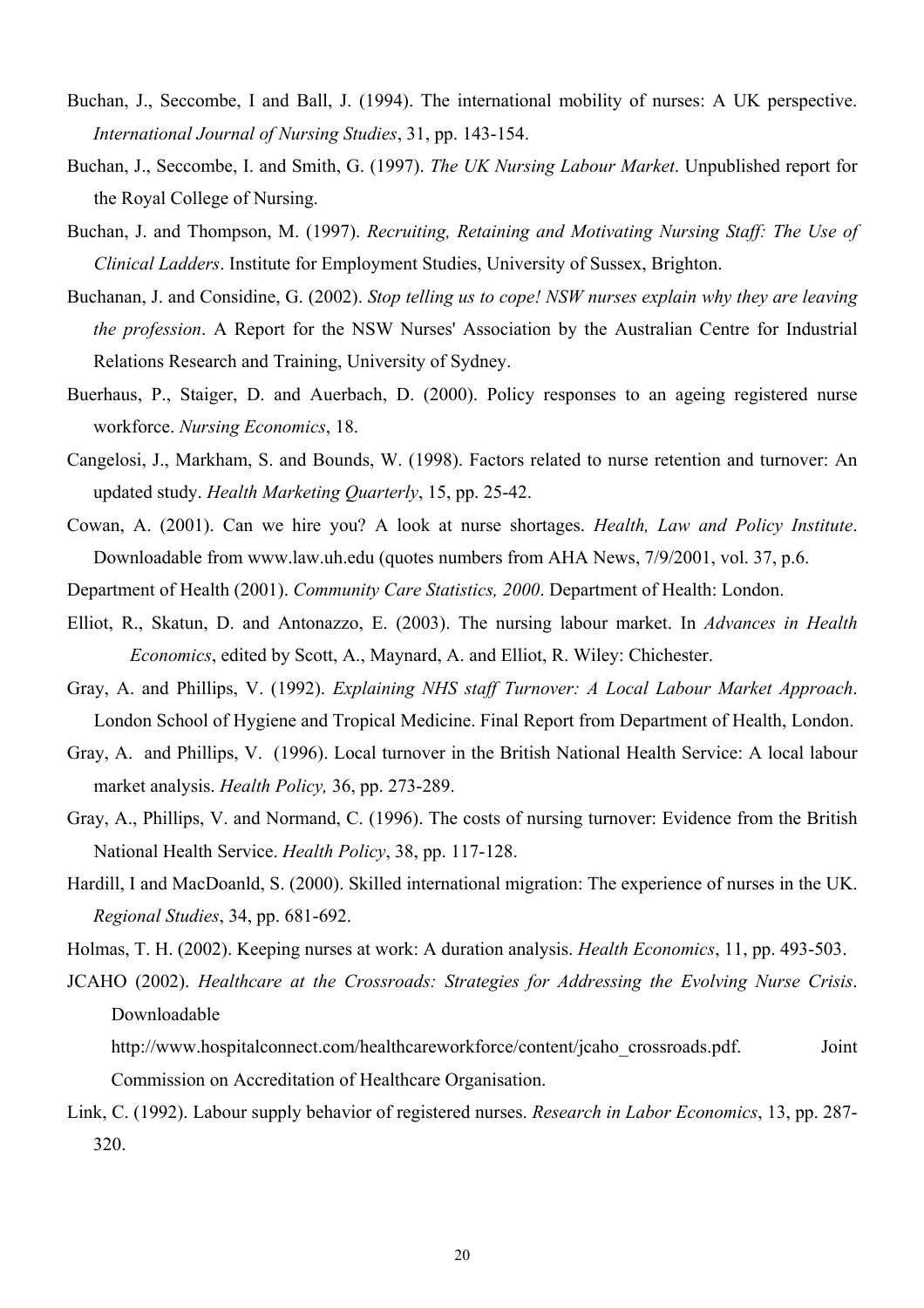Buchan, J., Seccombe, I and Ball, J. (1994). The international mobility of nurses: A UK perspective. *International Journal of Nursing Studies*, 31, pp. 143-154.

Buchan, J., Seccombe, I. and Smith, G. (1997). *The UK Nursing Labour Market*. Unpublished report for the Royal College of Nursing.

Buchan, J. and Thompson, M. (1997). *Recruiting, Retaining and Motivating Nursing Staff: The Use of Clinical Ladders*. Institute for Employment Studies, University of Sussex, Brighton.

Buchanan, J. and Considine, G. (2002). *Stop telling us to cope! NSW nurses explain why they are leaving the profession*. A Report for the NSW Nurses' Association by the Australian Centre for Industrial Relations Research and Training, University of Sydney.

Buerhaus, P., Staiger, D. and Auerbach, D. (2000). Policy responses to an ageing registered nurse workforce. *Nursing Economics*, 18.

Cangelosi, J., Markham, S. and Bounds, W. (1998). Factors related to nurse retention and turnover: An updated study. *Health Marketing Quarterly*, 15, pp. 25-42.

Cowan, A. (2001). Can we hire you? A look at nurse shortages. *Health, Law and Policy Institute*. Downloadable from www.law.uh.edu (quotes numbers from AHA News, 7/9/2001, vol. 37, p.6.

Department of Health (2001). *Community Care Statistics, 2000*. Department of Health: London.

Elliot, R., Skatun, D. and Antonazzo, E. (2003). The nursing labour market. In *Advances in Health Economics*, edited by Scott, A., Maynard, A. and Elliot, R. Wiley: Chichester.

Gray, A. and Phillips, V. (1992). *Explaining NHS staff Turnover: A Local Labour Market Approach*. London School of Hygiene and Tropical Medicine. Final Report from Department of Health, London.

Gray, A. and Phillips, V. (1996). Local turnover in the British National Health Service: A local labour market analysis. *Health Policy,* 36, pp. 273-289.

Gray, A., Phillips, V. and Normand, C. (1996). The costs of nursing turnover: Evidence from the British National Health Service. *Health Policy*, 38, pp. 117-128.

Hardill, I and MacDoanld, S. (2000). Skilled international migration: The experience of nurses in the UK. *Regional Studies*, 34, pp. 681-692.

Holmas, T. H. (2002). Keeping nurses at work: A duration analysis. *Health Economics*, 11, pp. 493-503.

JCAHO (2002). *Healthcare at the Crossroads: Strategies for Addressing the Evolving Nurse Crisis*. Downloadable http://www.hospitalconnect.com/healthcareworkforce/content/jcaho_crossroads.pdf. Joint Commission on Accreditation of Healthcare Organisation.

Link, C. (1992). Labour supply behavior of registered nurses. *Research in Labor Economics*, 13, pp. 287-320.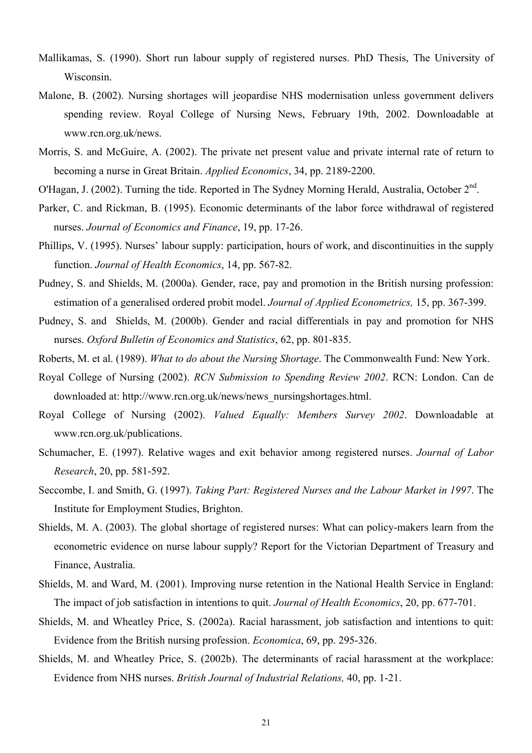Mallikamas, S. (1990). Short run labour supply of registered nurses. PhD Thesis, The University of Wisconsin.

Malone, B. (2002). Nursing shortages will jeopardise NHS modernisation unless government delivers spending review. Royal College of Nursing News, February 19th, 2002. Downloadable at www.rcn.org.uk/news.

Morris, S. and McGuire, A. (2002). The private net present value and private internal rate of return to becoming a nurse in Great Britain. *Applied Economics*, 34, pp. 2189-2200.

O'Hagan, J. (2002). Turning the tide. Reported in The Sydney Morning Herald, Australia, October 2nd.

Parker, C. and Rickman, B. (1995). Economic determinants of the labor force withdrawal of registered nurses. *Journal of Economics and Finance*, 19, pp. 17-26.

Phillips, V. (1995). Nurses' labour supply: participation, hours of work, and discontinuities in the supply function. *Journal of Health Economics*, 14, pp. 567-82.

Pudney, S. and Shields, M. (2000a). Gender, race, pay and promotion in the British nursing profession: estimation of a generalised ordered probit model. *Journal of Applied Econometrics,* 15, pp. 367-399.

Pudney, S. and Shields, M. (2000b). Gender and racial differentials in pay and promotion for NHS nurses. *Oxford Bulletin of Economics and Statistics*, 62, pp. 801-835.

Roberts, M. et al. (1989). *What to do about the Nursing Shortage*. The Commonwealth Fund: New York.

Royal College of Nursing (2002). *RCN Submission to Spending Review 2002*. RCN: London. Can de downloaded at: http://www.rcn.org.uk/news/news_nursingshortages.html.

Royal College of Nursing (2002). *Valued Equally: Members Survey 2002*. Downloadable at www.rcn.org.uk/publications.

Schumacher, E. (1997). Relative wages and exit behavior among registered nurses. *Journal of Labor Research*, 20, pp. 581-592.

Seccombe, I. and Smith, G. (1997). *Taking Part: Registered Nurses and the Labour Market in 1997*. The Institute for Employment Studies, Brighton.

Shields, M. A. (2003). The global shortage of registered nurses: What can policy-makers learn from the econometric evidence on nurse labour supply? Report for the Victorian Department of Treasury and Finance, Australia.

Shields, M. and Ward, M. (2001). Improving nurse retention in the National Health Service in England: The impact of job satisfaction in intentions to quit. *Journal of Health Economics*, 20, pp. 677-701.

Shields, M. and Wheatley Price, S. (2002a). Racial harassment, job satisfaction and intentions to quit: Evidence from the British nursing profession. *Economica*, 69, pp. 295-326.

Shields, M. and Wheatley Price, S. (2002b). The determinants of racial harassment at the workplace: Evidence from NHS nurses. *British Journal of Industrial Relations,* 40, pp. 1-21.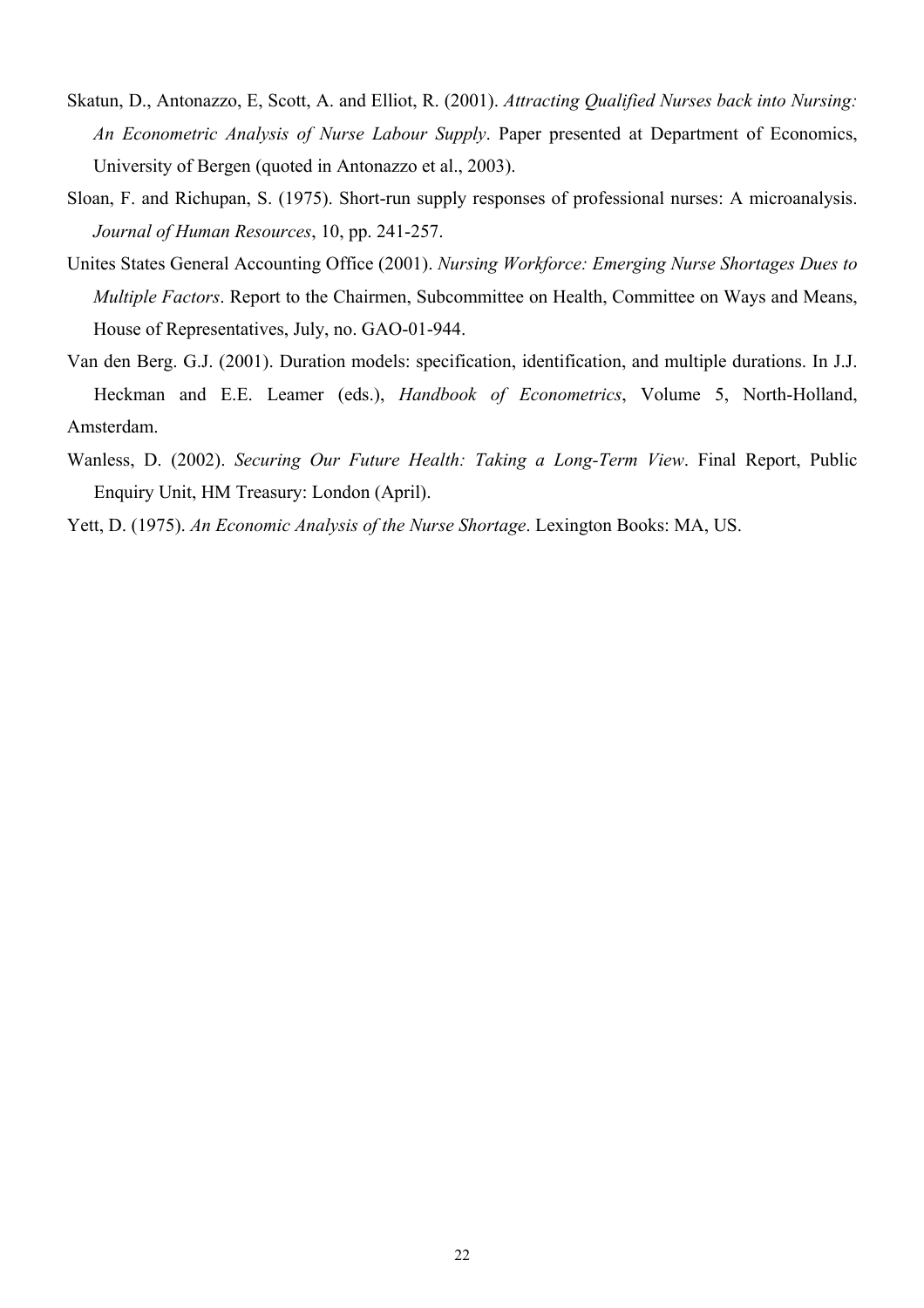Skatun, D., Antonazzo, E, Scott, A. and Elliot, R. (2001). *Attracting Qualified Nurses back into Nursing: An Econometric Analysis of Nurse Labour Supply*. Paper presented at Department of Economics, University of Bergen (quoted in Antonazzo et al., 2003).

Sloan, F. and Richupan, S. (1975). Short-run supply responses of professional nurses: A microanalysis. *Journal of Human Resources*, 10, pp. 241-257.

Unites States General Accounting Office (2001). *Nursing Workforce: Emerging Nurse Shortages Dues to Multiple Factors*. Report to the Chairmen, Subcommittee on Health, Committee on Ways and Means, House of Representatives, July, no. GAO-01-944.

Van den Berg. G.J. (2001). Duration models: specification, identification, and multiple durations. In J.J. Heckman and E.E. Leamer (eds.), *Handbook of Econometrics*, Volume 5, North-Holland, Amsterdam.

Wanless, D. (2002). *Securing Our Future Health: Taking a Long-Term View*. Final Report, Public Enquiry Unit, HM Treasury: London (April).

Yett, D. (1975). *An Economic Analysis of the Nurse Shortage*. Lexington Books: MA, US.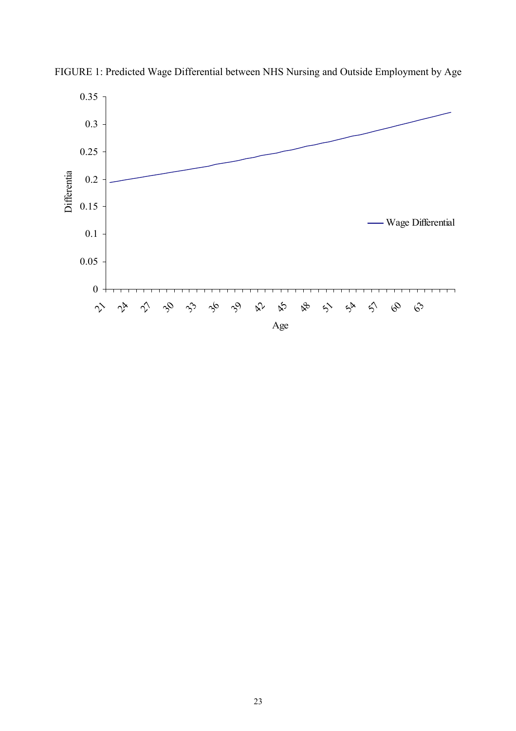FIGURE 1: Predicted Wage Differential between NHS Nursing and Outside Employment by Age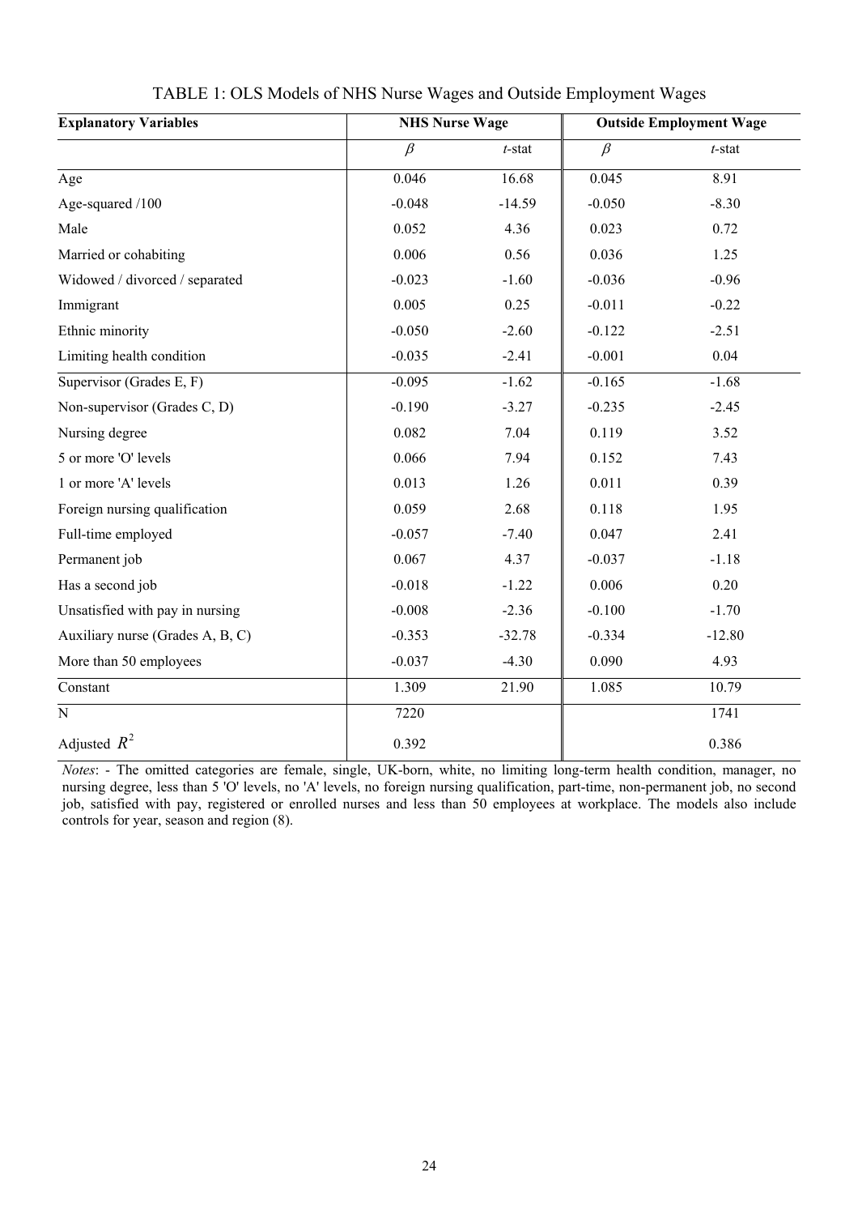TABLE 1: OLS Models of NHS Nurse Wages and Outside Employment Wages

| **Explanatory Variables** | **NHS Nurse Wage** | | **Outside Employment Wage** | |
|---|---|---|---|---|
| | $\beta$ | *t*-stat | $\beta$ | *t*-stat |
| Age | 0.046 | 16.68 | 0.045 | 8.91 |
| Age-squared /100 | -0.048 | -14.59 | -0.050 | -8.30 |
| Male | 0.052 | 4.36 | 0.023 | 0.72 |
| Married or cohabiting | 0.006 | 0.56 | 0.036 | 1.25 |
| Widowed / divorced / separated | -0.023 | -1.60 | -0.036 | -0.96 |
| Immigrant | 0.005 | 0.25 | -0.011 | -0.22 |
| Ethnic minority | -0.050 | -2.60 | -0.122 | -2.51 |
| Limiting health condition | -0.035 | -2.41 | -0.001 | 0.04 |
| Supervisor (Grades E, F) | -0.095 | -1.62 | -0.165 | -1.68 |
| Non-supervisor (Grades C, D) | -0.190 | -3.27 | -0.235 | -2.45 |
| Nursing degree | 0.082 | 7.04 | 0.119 | 3.52 |
| 5 or more 'O' levels | 0.066 | 7.94 | 0.152 | 7.43 |
| 1 or more 'A' levels | 0.013 | 1.26 | 0.011 | 0.39 |
| Foreign nursing qualification | 0.059 | 2.68 | 0.118 | 1.95 |
| Full-time employed | -0.057 | -7.40 | 0.047 | 2.41 |
| Permanent job | 0.067 | 4.37 | -0.037 | -1.18 |
| Has a second job | -0.018 | -1.22 | 0.006 | 0.20 |
| Unsatisfied with pay in nursing | -0.008 | -2.36 | -0.100 | -1.70 |
| Auxiliary nurse (Grades A, B, C) | -0.353 | -32.78 | -0.334 | -12.80 |
| More than 50 employees | -0.037 | -4.30 | 0.090 | 4.93 |
| Constant | 1.309 | 21.90 | 1.085 | 10.79 |
| N | 7220 | | | 1741 |
| Adjusted $R^2$ | 0.392 | | | 0.386 |

*Notes*: - The omitted categories are female, single, UK-born, white, no limiting long-term health condition, manager, no nursing degree, less than 5 'O' levels, no 'A' levels, no foreign nursing qualification, part-time, non-permanent job, no second job, satisfied with pay, registered or enrolled nurses and less than 50 employees at workplace. The models also include controls for year, season and region (8).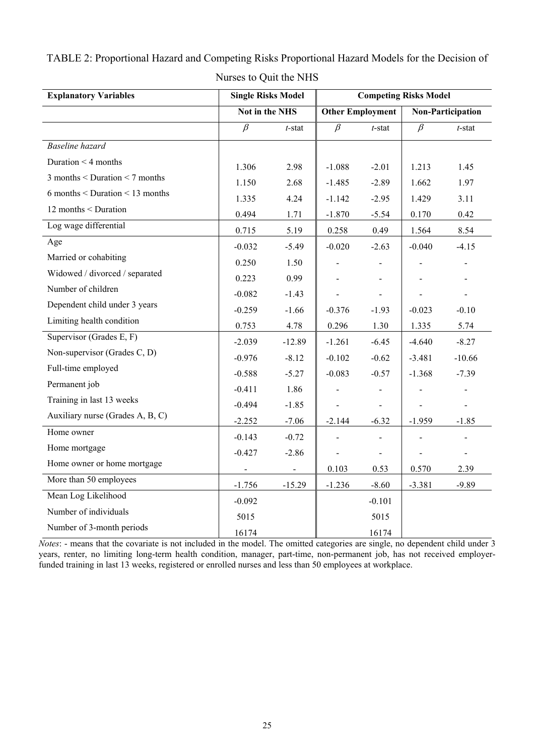TABLE 2: Proportional Hazard and Competing Risks Proportional Hazard Models for the Decision of Nurses to Quit the NHS

| Explanatory Variables | Single Risks Model | | Competing Risks Model | | | |
|---|---|---|---|---|---|---|
| | Not in the NHS | | Other Employment | | Non-Participation | |
| | $\beta$ | *t*-stat | $\beta$ | *t*-stat | $\beta$ | *t*-stat |
| *Baseline hazard* | | | | | | |
| Duration < 4 months | 1.306 | 2.98 | -1.088 | -2.01 | 1.213 | 1.45 |
| 3 months < Duration < 7 months | 1.150 | 2.68 | -1.485 | -2.89 | 1.662 | 1.97 |
| 6 months < Duration < 13 months | 1.335 | 4.24 | -1.142 | -2.95 | 1.429 | 3.11 |
| 12 months < Duration | 0.494 | 1.71 | -1.870 | -5.54 | 0.170 | 0.42 |
| Log wage differential | 0.715 | 5.19 | 0.258 | 0.49 | 1.564 | 8.54 |
| Age | -0.032 | -5.49 | -0.020 | -2.63 | -0.040 | -4.15 |
| Married or cohabiting | 0.250 | 1.50 | - | - | - | - |
| Widowed / divorced / separated | 0.223 | 0.99 | - | - | - | - |
| Number of children | -0.082 | -1.43 | - | - | - | - |
| Dependent child under 3 years | -0.259 | -1.66 | -0.376 | -1.93 | -0.023 | -0.10 |
| Limiting health condition | 0.753 | 4.78 | 0.296 | 1.30 | 1.335 | 5.74 |
| Supervisor (Grades E, F) | -2.039 | -12.89 | -1.261 | -6.45 | -4.640 | -8.27 |
| Non-supervisor (Grades C, D) | -0.976 | -8.12 | -0.102 | -0.62 | -3.481 | -10.66 |
| Full-time employed | -0.588 | -5.27 | -0.083 | -0.57 | -1.368 | -7.39 |
| Permanent job | -0.411 | 1.86 | - | - | - | - |
| Training in last 13 weeks | -0.494 | -1.85 | - | - | - | - |
| Auxiliary nurse (Grades A, B, C) | -2.252 | -7.06 | -2.144 | -6.32 | -1.959 | -1.85 |
| Home owner | -0.143 | -0.72 | - | - | - | - |
| Home mortgage | -0.427 | -2.86 | - | - | - | - |
| Home owner or home mortgage | - | - | 0.103 | 0.53 | 0.570 | 2.39 |
| More than 50 employees | -1.756 | -15.29 | -1.236 | -8.60 | -3.381 | -9.89 |
| Mean Log Likelihood | -0.092 | | | -0.101 | | |
| Number of individuals | 5015 | | | 5015 | | |
| Number of 3-month periods | 16174 | | | 16174 | | |

*Notes*: - means that the covariate is not included in the model. The omitted categories are single, no dependent child under 3 years, renter, no limiting long-term health condition, manager, part-time, non-permanent job, has not received employer-funded training in last 13 weeks, registered or enrolled nurses and less than 50 employees at workplace.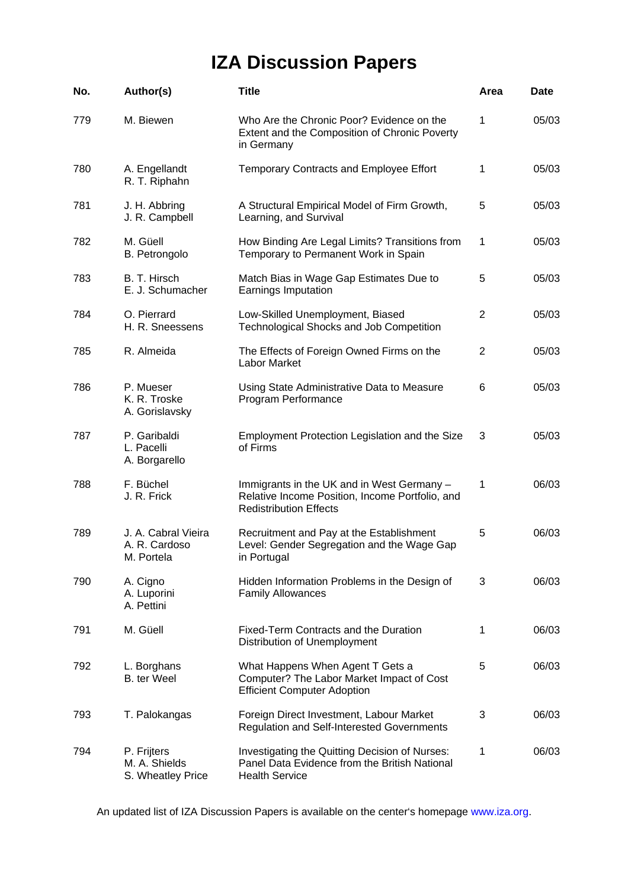# IZA Discussion Papers

| No. | Author(s) | Title | Area | Date |
|---|---|---|---|---|
| 779 | M. Biewen | Who Are the Chronic Poor? Evidence on the Extent and the Composition of Chronic Poverty in Germany | 1 | 05/03 |
| 780 | A. Engellandt<br>R. T. Riphahn | Temporary Contracts and Employee Effort | 1 | 05/03 |
| 781 | J. H. Abbring<br>J. R. Campbell | A Structural Empirical Model of Firm Growth, Learning, and Survival | 5 | 05/03 |
| 782 | M. Güell<br>B. Petrongolo | How Binding Are Legal Limits? Transitions from Temporary to Permanent Work in Spain | 1 | 05/03 |
| 783 | B. T. Hirsch<br>E. J. Schumacher | Match Bias in Wage Gap Estimates Due to Earnings Imputation | 5 | 05/03 |
| 784 | O. Pierrard<br>H. R. Sneessens | Low-Skilled Unemployment, Biased Technological Shocks and Job Competition | 2 | 05/03 |
| 785 | R. Almeida | The Effects of Foreign Owned Firms on the Labor Market | 2 | 05/03 |
| 786 | P. Mueser<br>K. R. Troske<br>A. Gorislavsky | Using State Administrative Data to Measure Program Performance | 6 | 05/03 |
| 787 | P. Garibaldi<br>L. Pacelli<br>A. Borgarello | Employment Protection Legislation and the Size of Firms | 3 | 05/03 |
| 788 | F. Büchel<br>J. R. Frick | Immigrants in the UK and in West Germany – Relative Income Position, Income Portfolio, and Redistribution Effects | 1 | 06/03 |
| 789 | J. A. Cabral Vieira<br>A. R. Cardoso<br>M. Portela | Recruitment and Pay at the Establishment Level: Gender Segregation and the Wage Gap in Portugal | 5 | 06/03 |
| 790 | A. Cigno<br>A. Luporini<br>A. Pettini | Hidden Information Problems in the Design of Family Allowances | 3 | 06/03 |
| 791 | M. Güell | Fixed-Term Contracts and the Duration Distribution of Unemployment | 1 | 06/03 |
| 792 | L. Borghans<br>B. ter Weel | What Happens When Agent T Gets a Computer? The Labor Market Impact of Cost Efficient Computer Adoption | 5 | 06/03 |
| 793 | T. Palokangas | Foreign Direct Investment, Labour Market Regulation and Self-Interested Governments | 3 | 06/03 |
| 794 | P. Frijters<br>M. A. Shields<br>S. Wheatley Price | Investigating the Quitting Decision of Nurses: Panel Data Evidence from the British National Health Service | 1 | 06/03 |

An updated list of IZA Discussion Papers is available on the center's homepage www.iza.org.